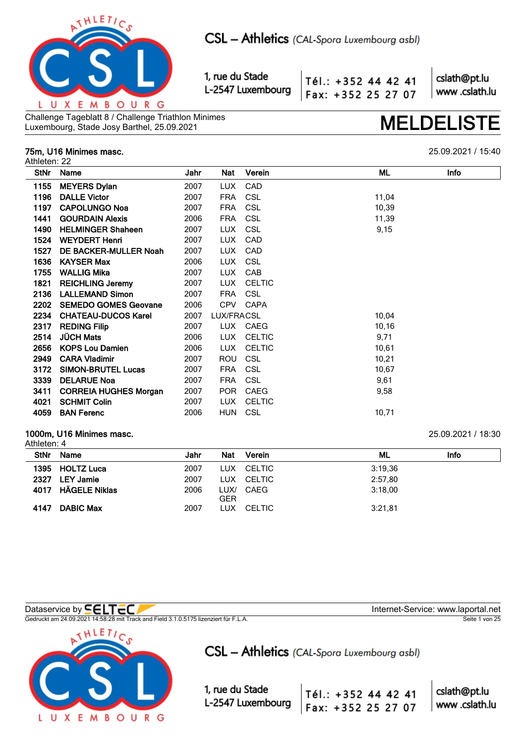CSL – Athletics (CAL-Spora Luxembourg asbl)

1, rue du Stade
L-2547 Luxembourg

Tél.: +352 44 42 41
Fax: +352 25 27 07

cslath@pt.lu
www .cslath.lu

Challenge Tageblatt 8 / Challenge Triathlon Minimes
Luxembourg, Stade Josy Barthel, 25.09.2021

# MELDELISTE

## 75m, U16 Minimes masc.

25.09.2021 / 15:40

Athleten: 22

| StNr | Name | Jahr | Nat | Verein | ML | Info |
|---|---|---|---|---|---|---|
| 1155 | **MEYERS Dylan** | 2007 | LUX | CAD | | |
| 1196 | **DALLE Victor** | 2007 | FRA | CSL | 11,04 | |
| 1197 | **CAPOLUNGO Noa** | 2007 | FRA | CSL | 10,39 | |
| 1441 | **GOURDAIN Alexis** | 2006 | FRA | CSL | 11,39 | |
| 1490 | **HELMINGER Shaheen** | 2007 | LUX | CSL | 9,15 | |
| 1524 | **WEYDERT Henri** | 2007 | LUX | CAD | | |
| 1527 | **DE BACKER-MULLER Noah** | 2007 | LUX | CAD | | |
| 1636 | **KAYSER Max** | 2006 | LUX | CSL | | |
| 1755 | **WALLIG Mika** | 2007 | LUX | CAB | | |
| 1821 | **REICHLING Jeremy** | 2007 | LUX | CELTIC | | |
| 2136 | **LALLEMAND Simon** | 2007 | FRA | CSL | | |
| 2202 | **SEMEDO GOMES Geovane** | 2006 | CPV | CAPA | | |
| 2234 | **CHATEAU-DUCOS Karel** | 2007 | LUX/FRA | CSL | 10,04 | |
| 2317 | **REDING Filip** | 2007 | LUX | CAEG | 10,16 | |
| 2514 | **JÜCH Mats** | 2006 | LUX | CELTIC | 9,71 | |
| 2656 | **KOPS Lou Damien** | 2006 | LUX | CELTIC | 10,61 | |
| 2949 | **CARA Vladimir** | 2007 | ROU | CSL | 10,21 | |
| 3172 | **SIMON-BRUTEL Lucas** | 2007 | FRA | CSL | 10,67 | |
| 3339 | **DELARUE Noa** | 2007 | FRA | CSL | 9,61 | |
| 3411 | **CORREIA HUGHES Morgan** | 2007 | POR | CAEG | 9,58 | |
| 4021 | **SCHMIT Colin** | 2007 | LUX | CELTIC | | |
| 4059 | **BAN Ferenc** | 2006 | HUN | CSL | 10,71 | |

## 1000m, U16 Minimes masc.

25.09.2021 / 18:30

Athleten: 4

| StNr | Name | Jahr | Nat | Verein | ML | Info |
|---|---|---|---|---|---|---|
| 1395 | **HOLTZ Luca** | 2007 | LUX | CELTIC | 3:19,36 | |
| 2327 | **LEY Jamie** | 2007 | LUX | CELTIC | 2:57,80 | |
| 4017 | **HÄGELE Niklas** | 2006 | LUX/GER | CAEG | 3:18,00 | |
| 4147 | **DABIC Max** | 2007 | LUX | CELTIC | 3:21,81 | |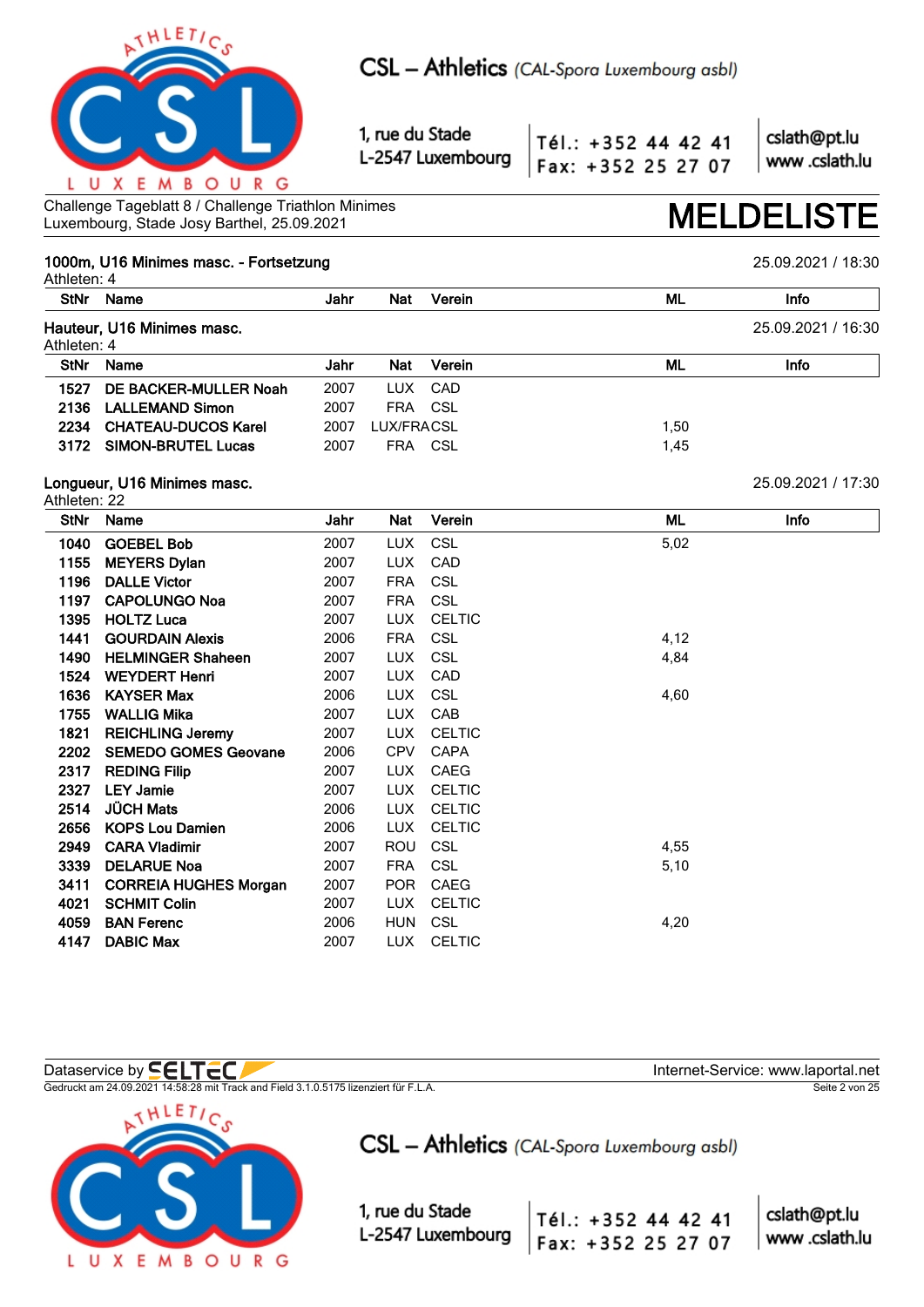# CSL – Athletics *(CAL-Spora Luxembourg asbl)*

1, rue du Stade
L-2547 Luxembourg

Tél.: +352 44 42 41
Fax: +352 25 27 07

cslath@pt.lu
www .cslath.lu

Challenge Tageblatt 8 / Challenge Triathlon Minimes
Luxembourg, Stade Josy Barthel, 25.09.2021

# MELDELISTE

## 1000m, U16 Minimes masc. - Fortsetzung

25.09.2021 / 18:30

Athleten: 4

| StNr | Name | Jahr | Nat | Verein | ML | Info |
|---|---|---|---|---|---|---|

## Hauteur, U16 Minimes masc.

25.09.2021 / 16:30

Athleten: 4

| StNr | Name | Jahr | Nat | Verein | ML | Info |
|---|---|---|---|---|---|---|
| 1527 | DE BACKER-MULLER Noah | 2007 | LUX | CAD | | |
| 2136 | LALLEMAND Simon | 2007 | FRA | CSL | | |
| 2234 | CHATEAU-DUCOS Karel | 2007 | LUX/FRA | CSL | 1,50 | |
| 3172 | SIMON-BRUTEL Lucas | 2007 | FRA | CSL | 1,45 | |

## Longueur, U16 Minimes masc.

25.09.2021 / 17:30

Athleten: 22

| StNr | Name | Jahr | Nat | Verein | ML | Info |
|---|---|---|---|---|---|---|
| 1040 | GOEBEL Bob | 2007 | LUX | CSL | 5,02 | |
| 1155 | MEYERS Dylan | 2007 | LUX | CAD | | |
| 1196 | DALLE Victor | 2007 | FRA | CSL | | |
| 1197 | CAPOLUNGO Noa | 2007 | FRA | CSL | | |
| 1395 | HOLTZ Luca | 2007 | LUX | CELTIC | | |
| 1441 | GOURDAIN Alexis | 2006 | FRA | CSL | 4,12 | |
| 1490 | HELMINGER Shaheen | 2007 | LUX | CSL | 4,84 | |
| 1524 | WEYDERT Henri | 2007 | LUX | CAD | | |
| 1636 | KAYSER Max | 2006 | LUX | CSL | 4,60 | |
| 1755 | WALLIG Mika | 2007 | LUX | CAB | | |
| 1821 | REICHLING Jeremy | 2007 | LUX | CELTIC | | |
| 2202 | SEMEDO GOMES Geovane | 2006 | CPV | CAPA | | |
| 2317 | REDING Filip | 2007 | LUX | CAEG | | |
| 2327 | LEY Jamie | 2007 | LUX | CELTIC | | |
| 2514 | JÜCH Mats | 2006 | LUX | CELTIC | | |
| 2656 | KOPS Lou Damien | 2006 | LUX | CELTIC | | |
| 2949 | CARA Vladimir | 2007 | ROU | CSL | 4,55 | |
| 3339 | DELARUE Noa | 2007 | FRA | CSL | 5,10 | |
| 3411 | CORREIA HUGHES Morgan | 2007 | POR | CAEG | | |
| 4021 | SCHMIT Colin | 2007 | LUX | CELTIC | | |
| 4059 | BAN Ferenc | 2006 | HUN | CSL | 4,20 | |
| 4147 | DABIC Max | 2007 | LUX | CELTIC | | |

Dataservice by SELTEC — Internet-Service: www.laportal.net

Gedruckt am 24.09.2021 14:58:28 mit Track and Field 3.1.0.5175 lizenziert für F.L.A.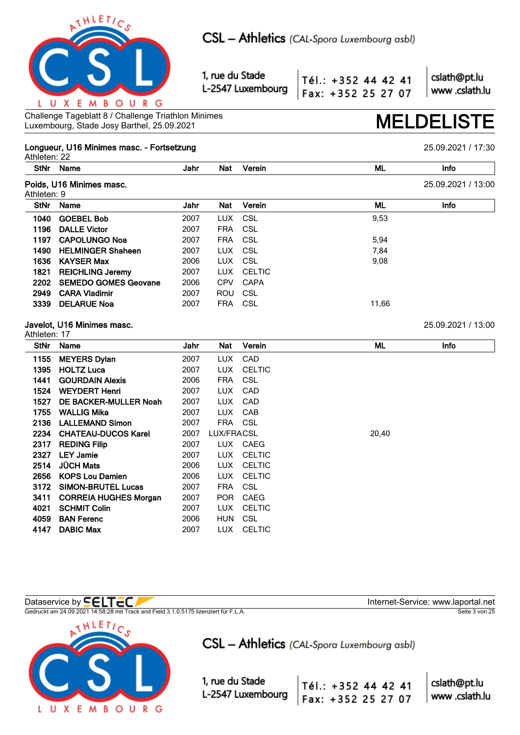Challenge Tageblatt 8 / Challenge Triathlon Minimes
Luxembourg, Stade Josy Barthel, 25.09.2021

# MELDELISTE

## Longueur, U16 Minimes masc. - Fortsetzung

25.09.2021 / 17:30

Athleten: 22

| StNr | Name | Jahr | Nat | Verein | ML | Info |
|---|---|---|---|---|---|---|

## Poids, U16 Minimes masc.

25.09.2021 / 13:00

Athleten: 9

| StNr | Name | Jahr | Nat | Verein | ML | Info |
|---|---|---|---|---|---|---|
| 1040 | GOEBEL Bob | 2007 | LUX | CSL | 9,53 | |
| 1196 | DALLE Victor | 2007 | FRA | CSL | | |
| 1197 | CAPOLUNGO Noa | 2007 | FRA | CSL | 5,94 | |
| 1490 | HELMINGER Shaheen | 2007 | LUX | CSL | 7,84 | |
| 1636 | KAYSER Max | 2006 | LUX | CSL | 9,08 | |
| 1821 | REICHLING Jeremy | 2007 | LUX | CELTIC | | |
| 2202 | SEMEDO GOMES Geovane | 2006 | CPV | CAPA | | |
| 2949 | CARA Vladimir | 2007 | ROU | CSL | | |
| 3339 | DELARUE Noa | 2007 | FRA | CSL | 11,66 | |

## Javelot, U16 Minimes masc.

25.09.2021 / 13:00

Athleten: 17

| StNr | Name | Jahr | Nat | Verein | ML | Info |
|---|---|---|---|---|---|---|
| 1155 | MEYERS Dylan | 2007 | LUX | CAD | | |
| 1395 | HOLTZ Luca | 2007 | LUX | CELTIC | | |
| 1441 | GOURDAIN Alexis | 2006 | FRA | CSL | | |
| 1524 | WEYDERT Henri | 2007 | LUX | CAD | | |
| 1527 | DE BACKER-MULLER Noah | 2007 | LUX | CAD | | |
| 1755 | WALLIG Mika | 2007 | LUX | CAB | | |
| 2136 | LALLEMAND Simon | 2007 | FRA | CSL | | |
| 2234 | CHATEAU-DUCOS Karel | 2007 | LUX/FRA | CSL | 20,40 | |
| 2317 | REDING Filip | 2007 | LUX | CAEG | | |
| 2327 | LEY Jamie | 2007 | LUX | CELTIC | | |
| 2514 | JÜCH Mats | 2006 | LUX | CELTIC | | |
| 2656 | KOPS Lou Damien | 2006 | LUX | CELTIC | | |
| 3172 | SIMON-BRUTEL Lucas | 2007 | FRA | CSL | | |
| 3411 | CORREIA HUGHES Morgan | 2007 | POR | CAEG | | |
| 4021 | SCHMIT Colin | 2007 | LUX | CELTIC | | |
| 4059 | BAN Ferenc | 2006 | HUN | CSL | | |
| 4147 | DABIC Max | 2007 | LUX | CELTIC | | |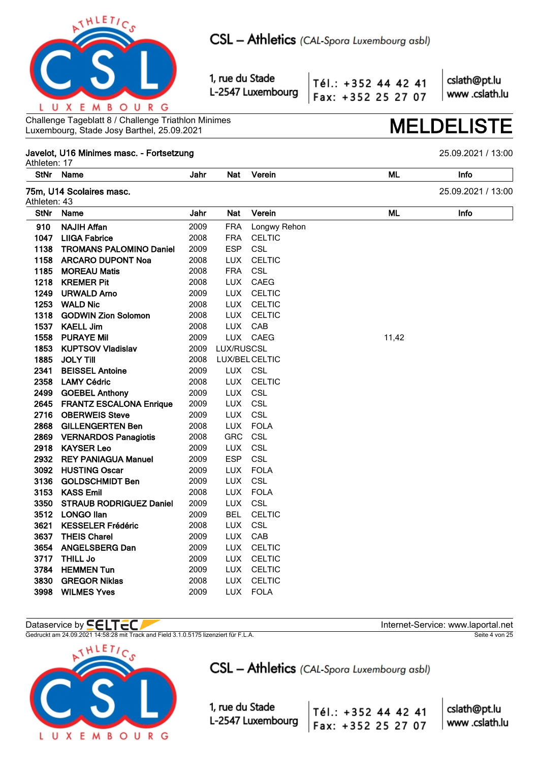Challenge Tageblatt 8 / Challenge Triathlon Minimes
Luxembourg, Stade Josy Barthel, 25.09.2021

# MELDELISTE

## Javelot, U16 Minimes masc. - Fortsetzung

25.09.2021 / 13:00

Athleten: 17

| StNr | Name | Jahr | Nat | Verein | ML | Info |
|---|---|---|---|---|---|---|

## 75m, U14 Scolaires masc.

25.09.2021 / 13:00

Athleten: 43

| StNr | Name | Jahr | Nat | Verein | ML | Info |
|---|---|---|---|---|---|---|
| 910 | **NAJIH Affan** | 2009 | FRA | Longwy Rehon | | |
| 1047 | **LIIGA Fabrice** | 2008 | FRA | CELTIC | | |
| 1138 | **TROMANS PALOMINO Daniel** | 2009 | ESP | CSL | | |
| 1158 | **ARCARO DUPONT Noa** | 2008 | LUX | CELTIC | | |
| 1185 | **MOREAU Matis** | 2008 | FRA | CSL | | |
| 1218 | **KREMER Pit** | 2008 | LUX | CAEG | | |
| 1249 | **URWALD Arno** | 2009 | LUX | CELTIC | | |
| 1253 | **WALD Nic** | 2008 | LUX | CELTIC | | |
| 1318 | **GODWIN Zion Solomon** | 2008 | LUX | CELTIC | | |
| 1537 | **KAELL Jim** | 2008 | LUX | CAB | | |
| 1558 | **PURAYE Mil** | 2009 | LUX | CAEG | 11,42 | |
| 1853 | **KUPTSOV Vladislav** | 2009 | LUX/RUS | CSL | | |
| 1885 | **JOLY Till** | 2008 | LUX/BEL | CELTIC | | |
| 2341 | **BEISSEL Antoine** | 2009 | LUX | CSL | | |
| 2358 | **LAMY Cédric** | 2008 | LUX | CELTIC | | |
| 2499 | **GOEBEL Anthony** | 2009 | LUX | CSL | | |
| 2645 | **FRANTZ ESCALONA Enrique** | 2009 | LUX | CSL | | |
| 2716 | **OBERWEIS Steve** | 2009 | LUX | CSL | | |
| 2868 | **GILLENGERTEN Ben** | 2008 | LUX | FOLA | | |
| 2869 | **VERNARDOS Panagiotis** | 2008 | GRC | CSL | | |
| 2918 | **KAYSER Leo** | 2009 | LUX | CSL | | |
| 2932 | **REY PANIAGUA Manuel** | 2009 | ESP | CSL | | |
| 3092 | **HUSTING Oscar** | 2009 | LUX | FOLA | | |
| 3136 | **GOLDSCHMIDT Ben** | 2009 | LUX | CSL | | |
| 3153 | **KASS Emil** | 2008 | LUX | FOLA | | |
| 3350 | **STRAUB RODRIGUEZ Daniel** | 2009 | LUX | CSL | | |
| 3512 | **LONGO Ilan** | 2009 | BEL | CELTIC | | |
| 3621 | **KESSELER Frédéric** | 2008 | LUX | CSL | | |
| 3637 | **THEIS Charel** | 2009 | LUX | CAB | | |
| 3654 | **ANGELSBERG Dan** | 2009 | LUX | CELTIC | | |
| 3717 | **THILL Jo** | 2009 | LUX | CELTIC | | |
| 3784 | **HEMMEN Tun** | 2009 | LUX | CELTIC | | |
| 3830 | **GREGOR Niklas** | 2008 | LUX | CELTIC | | |
| 3998 | **WILMES Yves** | 2009 | LUX | FOLA | | |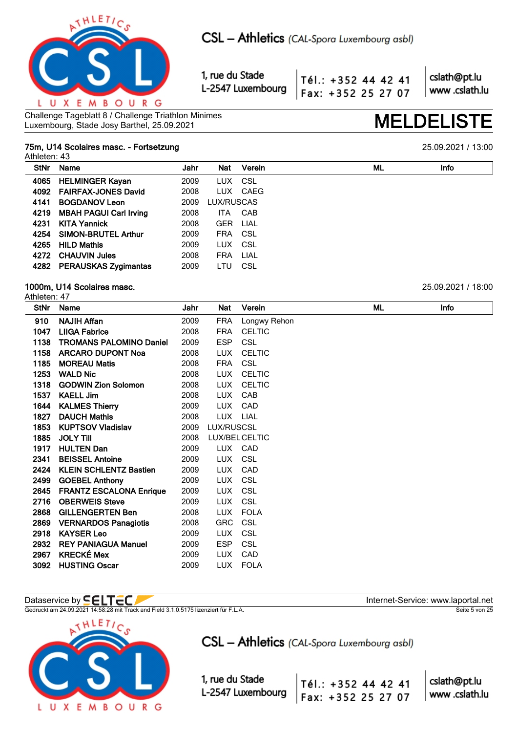Challenge Tageblatt 8 / Challenge Triathlon Minimes
Luxembourg, Stade Josy Barthel, 25.09.2021

# MELDELISTE

## 75m, U14 Scolaires masc. - Fortsetzung

25.09.2021 / 13:00

Athleten: 43

| StNr | Name | Jahr | Nat | Verein | ML | Info |
|---|---|---|---|---|---|---|
| 4065 | HELMINGER Kayan | 2009 | LUX | CSL | | |
| 4092 | FAIRFAX-JONES David | 2008 | LUX | CAEG | | |
| 4141 | BOGDANOV Leon | 2009 | LUX/RUS | CAS | | |
| 4219 | MBAH PAGUI Carl Irving | 2008 | ITA | CAB | | |
| 4231 | KITA Yannick | 2008 | GER | LIAL | | |
| 4254 | SIMON-BRUTEL Arthur | 2009 | FRA | CSL | | |
| 4265 | HILD Mathis | 2009 | LUX | CSL | | |
| 4272 | CHAUVIN Jules | 2008 | FRA | LIAL | | |
| 4282 | PERAUSKAS Zygimantas | 2009 | LTU | CSL | | |

## 1000m, U14 Scolaires masc.

25.09.2021 / 18:00

Athleten: 47

| StNr | Name | Jahr | Nat | Verein | ML | Info |
|---|---|---|---|---|---|---|
| 910 | NAJIH Affan | 2009 | FRA | Longwy Rehon | | |
| 1047 | LIIGA Fabrice | 2008 | FRA | CELTIC | | |
| 1138 | TROMANS PALOMINO Daniel | 2009 | ESP | CSL | | |
| 1158 | ARCARO DUPONT Noa | 2008 | LUX | CELTIC | | |
| 1185 | MOREAU Matis | 2008 | FRA | CSL | | |
| 1253 | WALD Nic | 2008 | LUX | CELTIC | | |
| 1318 | GODWIN Zion Solomon | 2008 | LUX | CELTIC | | |
| 1537 | KAELL Jim | 2008 | LUX | CAB | | |
| 1644 | KALMES Thierry | 2009 | LUX | CAD | | |
| 1827 | DAUCH Mathis | 2008 | LUX | LIAL | | |
| 1853 | KUPTSOV Vladislav | 2009 | LUX/RUS | CSL | | |
| 1885 | JOLY Till | 2008 | LUX/BEL | CELTIC | | |
| 1917 | HULTEN Dan | 2009 | LUX | CAD | | |
| 2341 | BEISSEL Antoine | 2009 | LUX | CSL | | |
| 2424 | KLEIN SCHLENTZ Bastien | 2009 | LUX | CAD | | |
| 2499 | GOEBEL Anthony | 2009 | LUX | CSL | | |
| 2645 | FRANTZ ESCALONA Enrique | 2009 | LUX | CSL | | |
| 2716 | OBERWEIS Steve | 2009 | LUX | CSL | | |
| 2868 | GILLENGERTEN Ben | 2008 | LUX | FOLA | | |
| 2869 | VERNARDOS Panagiotis | 2008 | GRC | CSL | | |
| 2918 | KAYSER Leo | 2009 | LUX | CSL | | |
| 2932 | REY PANIAGUA Manuel | 2009 | ESP | CSL | | |
| 2967 | KRECKÉ Mex | 2009 | LUX | CAD | | |
| 3092 | HUSTING Oscar | 2009 | LUX | FOLA | | |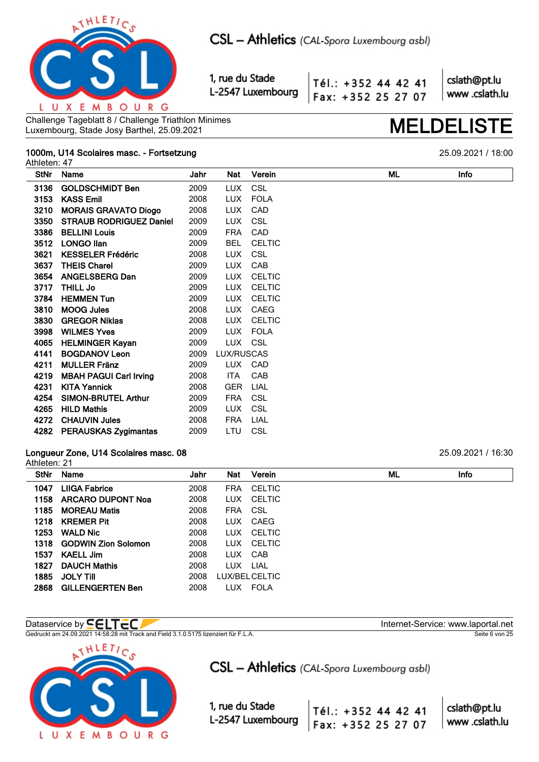Challenge Tageblatt 8 / Challenge Triathlon Minimes
Luxembourg, Stade Josy Barthel, 25.09.2021

# MELDELISTE

## 1000m, U14 Scolaires masc. - Fortsetzung

25.09.2021 / 18:00

Athleten: 47

| StNr | Name | Jahr | Nat | Verein | ML | Info |
|---|---|---|---|---|---|---|
| 3136 | **GOLDSCHMIDT Ben** | 2009 | LUX | CSL | | |
| 3153 | **KASS Emil** | 2008 | LUX | FOLA | | |
| 3210 | **MORAIS GRAVATO Diogo** | 2008 | LUX | CAD | | |
| 3350 | **STRAUB RODRIGUEZ Daniel** | 2009 | LUX | CSL | | |
| 3386 | **BELLINI Louis** | 2009 | FRA | CAD | | |
| 3512 | **LONGO Ilan** | 2009 | BEL | CELTIC | | |
| 3621 | **KESSELER Frédéric** | 2008 | LUX | CSL | | |
| 3637 | **THEIS Charel** | 2009 | LUX | CAB | | |
| 3654 | **ANGELSBERG Dan** | 2009 | LUX | CELTIC | | |
| 3717 | **THILL Jo** | 2009 | LUX | CELTIC | | |
| 3784 | **HEMMEN Tun** | 2009 | LUX | CELTIC | | |
| 3810 | **MOOG Jules** | 2008 | LUX | CAEG | | |
| 3830 | **GREGOR Niklas** | 2008 | LUX | CELTIC | | |
| 3998 | **WILMES Yves** | 2009 | LUX | FOLA | | |
| 4065 | **HELMINGER Kayan** | 2009 | LUX | CSL | | |
| 4141 | **BOGDANOV Leon** | 2009 | LUX/RUS | CAS | | |
| 4211 | **MULLER Fränz** | 2009 | LUX | CAD | | |
| 4219 | **MBAH PAGUI Carl Irving** | 2008 | ITA | CAB | | |
| 4231 | **KITA Yannick** | 2008 | GER | LIAL | | |
| 4254 | **SIMON-BRUTEL Arthur** | 2009 | FRA | CSL | | |
| 4265 | **HILD Mathis** | 2009 | LUX | CSL | | |
| 4272 | **CHAUVIN Jules** | 2008 | FRA | LIAL | | |
| 4282 | **PERAUSKAS Zygimantas** | 2009 | LTU | CSL | | |

## Longueur Zone, U14 Scolaires masc. 08

25.09.2021 / 16:30

Athleten: 21

| StNr | Name | Jahr | Nat | Verein | ML | Info |
|---|---|---|---|---|---|---|
| 1047 | **LIIGA Fabrice** | 2008 | FRA | CELTIC | | |
| 1158 | **ARCARO DUPONT Noa** | 2008 | LUX | CELTIC | | |
| 1185 | **MOREAU Matis** | 2008 | FRA | CSL | | |
| 1218 | **KREMER Pit** | 2008 | LUX | CAEG | | |
| 1253 | **WALD Nic** | 2008 | LUX | CELTIC | | |
| 1318 | **GODWIN Zion Solomon** | 2008 | LUX | CELTIC | | |
| 1537 | **KAELL Jim** | 2008 | LUX | CAB | | |
| 1827 | **DAUCH Mathis** | 2008 | LUX | LIAL | | |
| 1885 | **JOLY Till** | 2008 | LUX/BEL | CELTIC | | |
| 2868 | **GILLENGERTEN Ben** | 2008 | LUX | FOLA | | |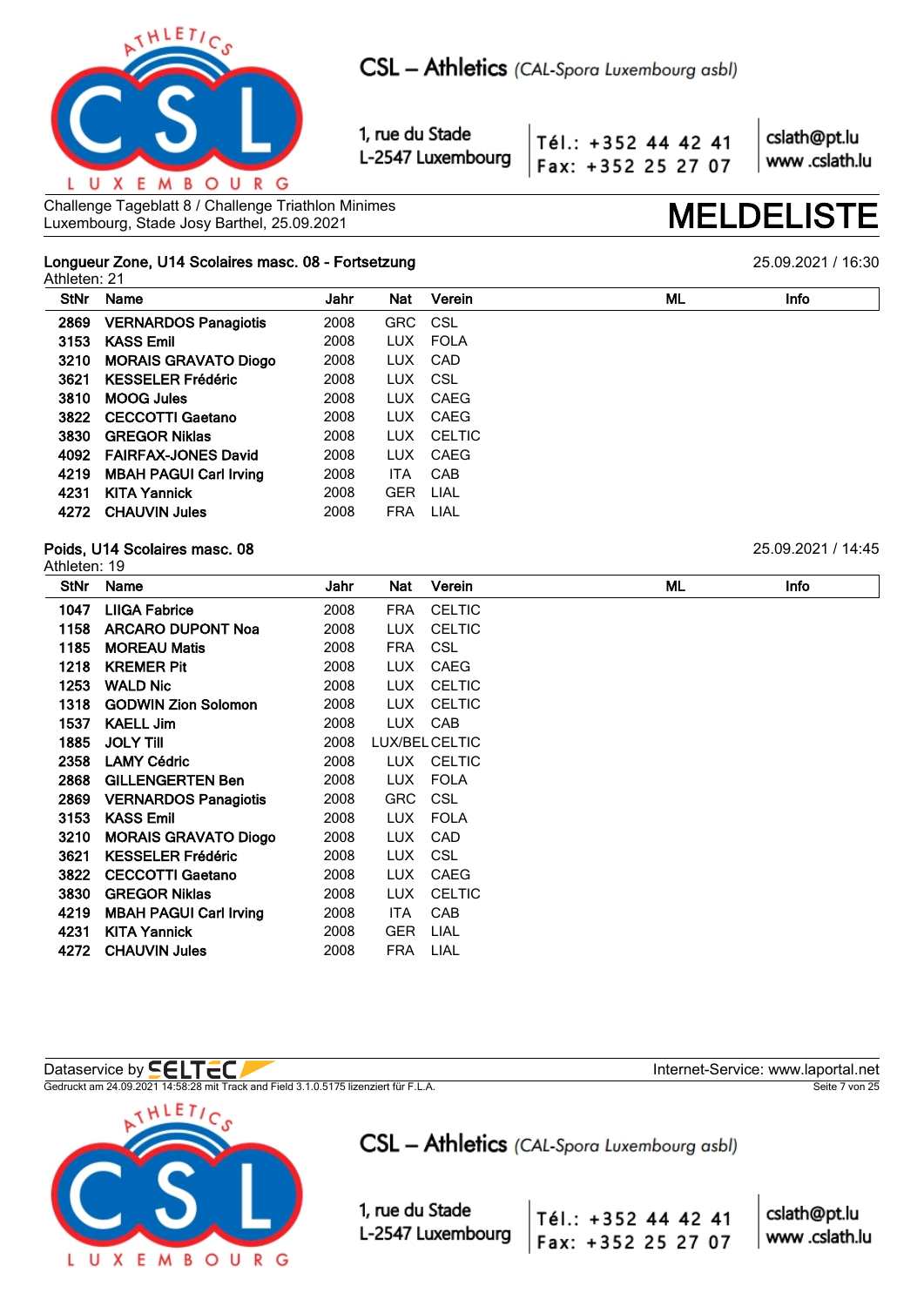Challenge Tageblatt 8 / Challenge Triathlon Minimes
Luxembourg, Stade Josy Barthel, 25.09.2021

# MELDELISTE

## Longueur Zone, U14 Scolaires masc. 08 - Fortsetzung

25.09.2021 / 16:30

Athleten: 21

| StNr | Name | Jahr | Nat | Verein | ML | Info |
|---|---|---|---|---|---|---|
| 2869 | **VERNARDOS Panagiotis** | 2008 | GRC | CSL | | |
| 3153 | **KASS Emil** | 2008 | LUX | FOLA | | |
| 3210 | **MORAIS GRAVATO Diogo** | 2008 | LUX | CAD | | |
| 3621 | **KESSELER Frédéric** | 2008 | LUX | CSL | | |
| 3810 | **MOOG Jules** | 2008 | LUX | CAEG | | |
| 3822 | **CECCOTTI Gaetano** | 2008 | LUX | CAEG | | |
| 3830 | **GREGOR Niklas** | 2008 | LUX | CELTIC | | |
| 4092 | **FAIRFAX-JONES David** | 2008 | LUX | CAEG | | |
| 4219 | **MBAH PAGUI Carl Irving** | 2008 | ITA | CAB | | |
| 4231 | **KITA Yannick** | 2008 | GER | LIAL | | |
| 4272 | **CHAUVIN Jules** | 2008 | FRA | LIAL | | |

## Poids, U14 Scolaires masc. 08

25.09.2021 / 14:45

Athleten: 19

| StNr | Name | Jahr | Nat | Verein | ML | Info |
|---|---|---|---|---|---|---|
| 1047 | **LIIGA Fabrice** | 2008 | FRA | CELTIC | | |
| 1158 | **ARCARO DUPONT Noa** | 2008 | LUX | CELTIC | | |
| 1185 | **MOREAU Matis** | 2008 | FRA | CSL | | |
| 1218 | **KREMER Pit** | 2008 | LUX | CAEG | | |
| 1253 | **WALD Nic** | 2008 | LUX | CELTIC | | |
| 1318 | **GODWIN Zion Solomon** | 2008 | LUX | CELTIC | | |
| 1537 | **KAELL Jim** | 2008 | LUX | CAB | | |
| 1885 | **JOLY Till** | 2008 | LUX/BEL | CELTIC | | |
| 2358 | **LAMY Cédric** | 2008 | LUX | CELTIC | | |
| 2868 | **GILLENGERTEN Ben** | 2008 | LUX | FOLA | | |
| 2869 | **VERNARDOS Panagiotis** | 2008 | GRC | CSL | | |
| 3153 | **KASS Emil** | 2008 | LUX | FOLA | | |
| 3210 | **MORAIS GRAVATO Diogo** | 2008 | LUX | CAD | | |
| 3621 | **KESSELER Frédéric** | 2008 | LUX | CSL | | |
| 3822 | **CECCOTTI Gaetano** | 2008 | LUX | CAEG | | |
| 3830 | **GREGOR Niklas** | 2008 | LUX | CELTIC | | |
| 4219 | **MBAH PAGUI Carl Irving** | 2008 | ITA | CAB | | |
| 4231 | **KITA Yannick** | 2008 | GER | LIAL | | |
| 4272 | **CHAUVIN Jules** | 2008 | FRA | LIAL | | |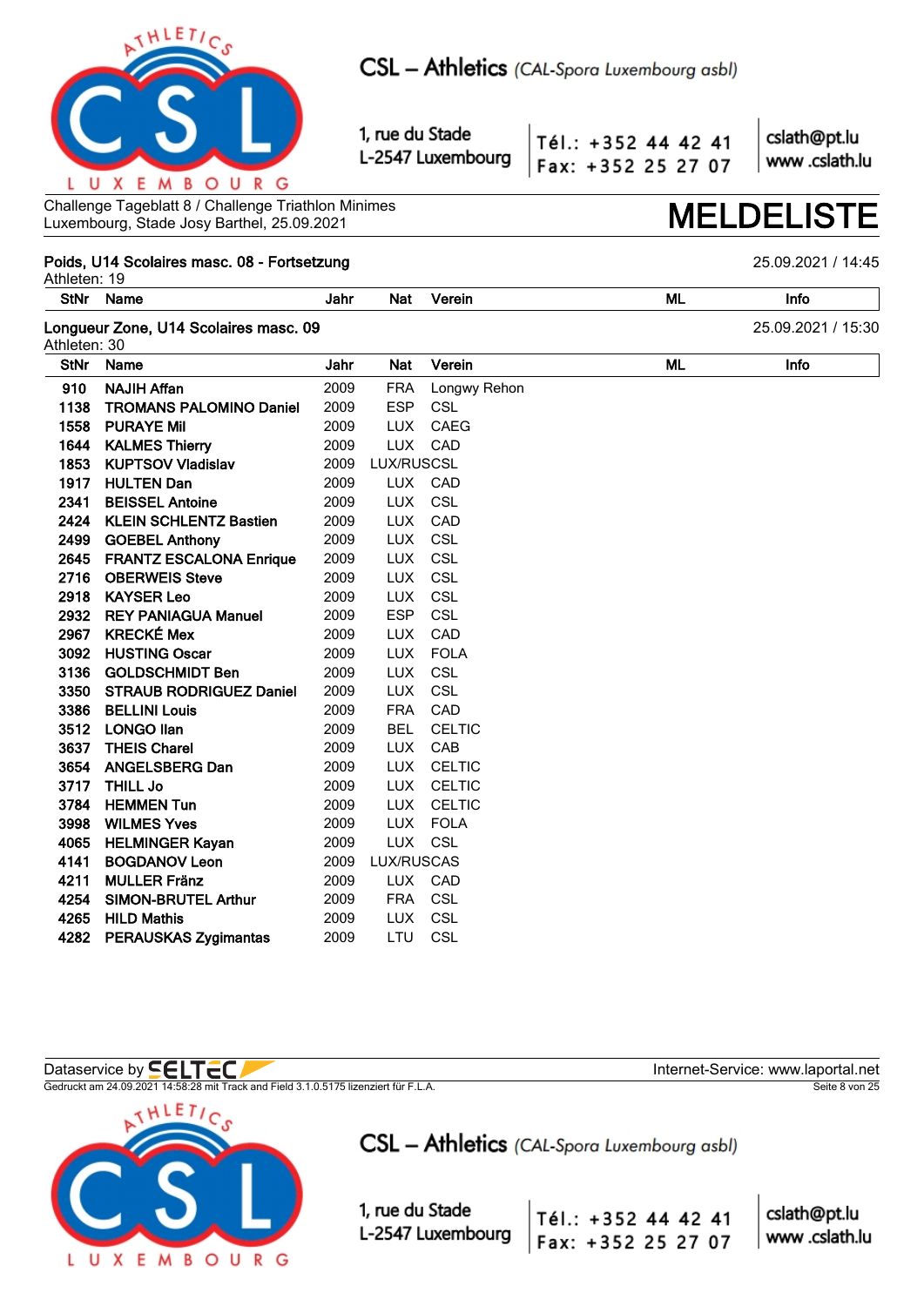Challenge Tageblatt 8 / Challenge Triathlon Minimes
Luxembourg, Stade Josy Barthel, 25.09.2021

# MELDELISTE

### Poids, U14 Scolaires masc. 08 - Fortsetzung

25.09.2021 / 14:45

Athleten: 19

| StNr | Name | Jahr | Nat | Verein | ML | Info |
|---|---|---|---|---|---|---|

### Longueur Zone, U14 Scolaires masc. 09

25.09.2021 / 15:30

Athleten: 30

| StNr | Name | Jahr | Nat | Verein | ML | Info |
|---|---|---|---|---|---|---|
| 910 | NAJIH Affan | 2009 | FRA | Longwy Rehon | | |
| 1138 | TROMANS PALOMINO Daniel | 2009 | ESP | CSL | | |
| 1558 | PURAYE Mil | 2009 | LUX | CAEG | | |
| 1644 | KALMES Thierry | 2009 | LUX | CAD | | |
| 1853 | KUPTSOV Vladislav | 2009 | LUX/RUS | CSL | | |
| 1917 | HULTEN Dan | 2009 | LUX | CAD | | |
| 2341 | BEISSEL Antoine | 2009 | LUX | CSL | | |
| 2424 | KLEIN SCHLENTZ Bastien | 2009 | LUX | CAD | | |
| 2499 | GOEBEL Anthony | 2009 | LUX | CSL | | |
| 2645 | FRANTZ ESCALONA Enrique | 2009 | LUX | CSL | | |
| 2716 | OBERWEIS Steve | 2009 | LUX | CSL | | |
| 2918 | KAYSER Leo | 2009 | LUX | CSL | | |
| 2932 | REY PANIAGUA Manuel | 2009 | ESP | CSL | | |
| 2967 | KRECKÉ Mex | 2009 | LUX | CAD | | |
| 3092 | HUSTING Oscar | 2009 | LUX | FOLA | | |
| 3136 | GOLDSCHMIDT Ben | 2009 | LUX | CSL | | |
| 3350 | STRAUB RODRIGUEZ Daniel | 2009 | LUX | CSL | | |
| 3386 | BELLINI Louis | 2009 | FRA | CAD | | |
| 3512 | LONGO Ilan | 2009 | BEL | CELTIC | | |
| 3637 | THEIS Charel | 2009 | LUX | CAB | | |
| 3654 | ANGELSBERG Dan | 2009 | LUX | CELTIC | | |
| 3717 | THILL Jo | 2009 | LUX | CELTIC | | |
| 3784 | HEMMEN Tun | 2009 | LUX | CELTIC | | |
| 3998 | WILMES Yves | 2009 | LUX | FOLA | | |
| 4065 | HELMINGER Kayan | 2009 | LUX | CSL | | |
| 4141 | BOGDANOV Leon | 2009 | LUX/RUS | CAS | | |
| 4211 | MULLER Fränz | 2009 | LUX | CAD | | |
| 4254 | SIMON-BRUTEL Arthur | 2009 | FRA | CSL | | |
| 4265 | HILD Mathis | 2009 | LUX | CSL | | |
| 4282 | PERAUSKAS Zygimantas | 2009 | LTU | CSL | | |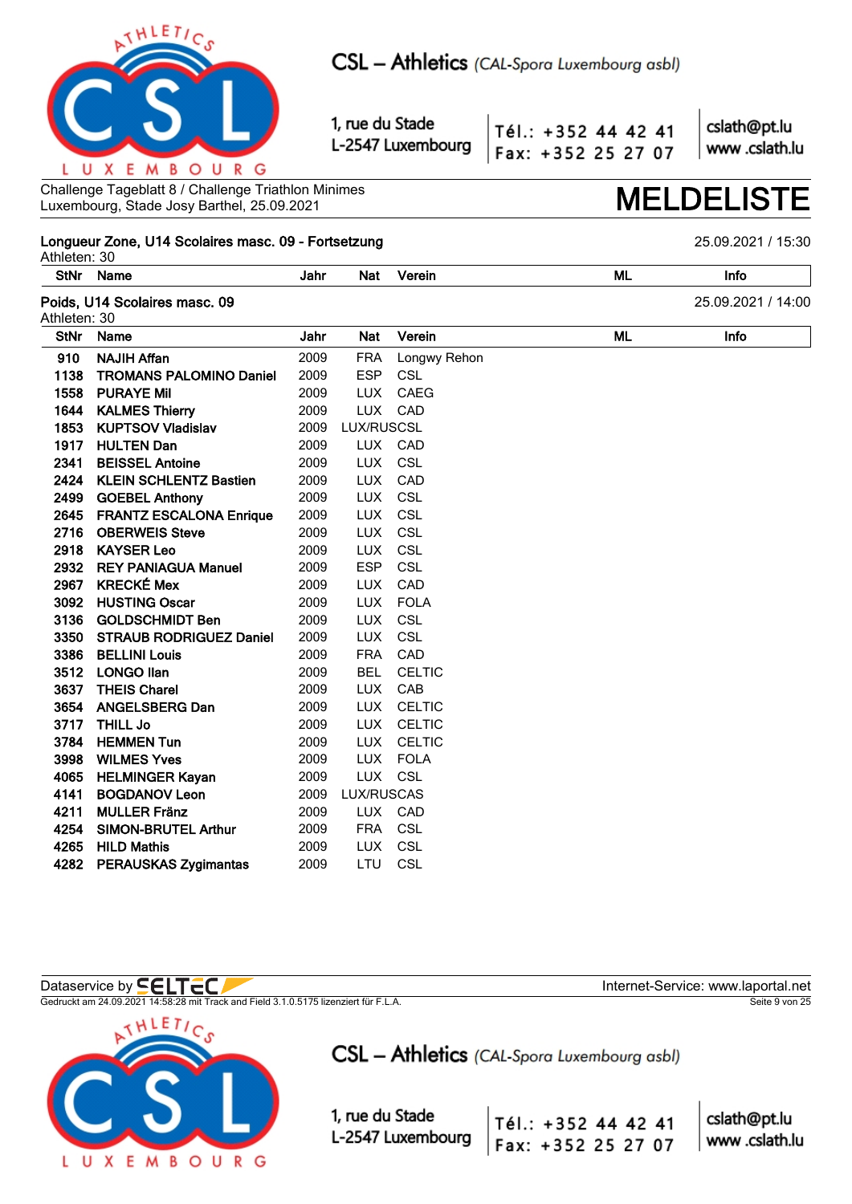Challenge Tageblatt 8 / Challenge Triathlon Minimes
Luxembourg, Stade Josy Barthel, 25.09.2021

# MELDELISTE

### Longueur Zone, U14 Scolaires masc. 09 - Fortsetzung

25.09.2021 / 15:30

Athleten: 30

| StNr | Name | Jahr | Nat | Verein | ML | Info |
|---|---|---|---|---|---|---|

### Poids, U14 Scolaires masc. 09

25.09.2021 / 14:00

Athleten: 30

| StNr | Name | Jahr | Nat | Verein | ML | Info |
|---|---|---|---|---|---|---|
| 910 | NAJIH Affan | 2009 | FRA | Longwy Rehon | | |
| 1138 | TROMANS PALOMINO Daniel | 2009 | ESP | CSL | | |
| 1558 | PURAYE Mil | 2009 | LUX | CAEG | | |
| 1644 | KALMES Thierry | 2009 | LUX | CAD | | |
| 1853 | KUPTSOV Vladislav | 2009 | LUX/RUS | CSL | | |
| 1917 | HULTEN Dan | 2009 | LUX | CAD | | |
| 2341 | BEISSEL Antoine | 2009 | LUX | CSL | | |
| 2424 | KLEIN SCHLENTZ Bastien | 2009 | LUX | CAD | | |
| 2499 | GOEBEL Anthony | 2009 | LUX | CSL | | |
| 2645 | FRANTZ ESCALONA Enrique | 2009 | LUX | CSL | | |
| 2716 | OBERWEIS Steve | 2009 | LUX | CSL | | |
| 2918 | KAYSER Leo | 2009 | LUX | CSL | | |
| 2932 | REY PANIAGUA Manuel | 2009 | ESP | CSL | | |
| 2967 | KRECKÉ Mex | 2009 | LUX | CAD | | |
| 3092 | HUSTING Oscar | 2009 | LUX | FOLA | | |
| 3136 | GOLDSCHMIDT Ben | 2009 | LUX | CSL | | |
| 3350 | STRAUB RODRIGUEZ Daniel | 2009 | LUX | CSL | | |
| 3386 | BELLINI Louis | 2009 | FRA | CAD | | |
| 3512 | LONGO Ilan | 2009 | BEL | CELTIC | | |
| 3637 | THEIS Charel | 2009 | LUX | CAB | | |
| 3654 | ANGELSBERG Dan | 2009 | LUX | CELTIC | | |
| 3717 | THILL Jo | 2009 | LUX | CELTIC | | |
| 3784 | HEMMEN Tun | 2009 | LUX | CELTIC | | |
| 3998 | WILMES Yves | 2009 | LUX | FOLA | | |
| 4065 | HELMINGER Kayan | 2009 | LUX | CSL | | |
| 4141 | BOGDANOV Leon | 2009 | LUX/RUS | CAS | | |
| 4211 | MULLER Fränz | 2009 | LUX | CAD | | |
| 4254 | SIMON-BRUTEL Arthur | 2009 | FRA | CSL | | |
| 4265 | HILD Mathis | 2009 | LUX | CSL | | |
| 4282 | PERAUSKAS Zygimantas | 2009 | LTU | CSL | | |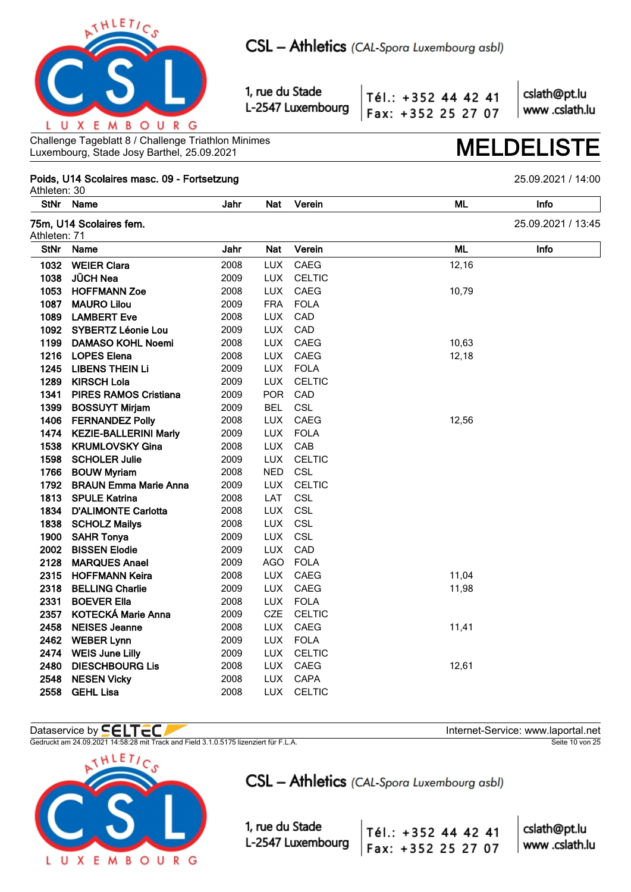Challenge Tageblatt 8 / Challenge Triathlon Minimes
Luxembourg, Stade Josy Barthel, 25.09.2021

# MELDELISTE

## Poids, U14 Scolaires masc. 09 - Fortsetzung

25.09.2021 / 14:00

Athleten: 30

| StNr | Name | Jahr | Nat | Verein | ML | Info |
|---|---|---|---|---|---|---|

## 75m, U14 Scolaires fem.

25.09.2021 / 13:45

Athleten: 71

| StNr | Name | Jahr | Nat | Verein | ML | Info |
|---|---|---|---|---|---|---|
| 1032 | **WEIER Clara** | 2008 | LUX | CAEG | 12,16 | |
| 1038 | **JÜCH Nea** | 2009 | LUX | CELTIC | | |
| 1053 | **HOFFMANN Zoe** | 2008 | LUX | CAEG | 10,79 | |
| 1087 | **MAURO Lilou** | 2009 | FRA | FOLA | | |
| 1089 | **LAMBERT Eve** | 2008 | LUX | CAD | | |
| 1092 | **SYBERTZ Léonie Lou** | 2009 | LUX | CAD | | |
| 1199 | **DAMASO KOHL Noemi** | 2008 | LUX | CAEG | 10,63 | |
| 1216 | **LOPES Elena** | 2008 | LUX | CAEG | 12,18 | |
| 1245 | **LIBENS THEIN Li** | 2009 | LUX | FOLA | | |
| 1289 | **KIRSCH Lola** | 2009 | LUX | CELTIC | | |
| 1341 | **PIRES RAMOS Cristiana** | 2009 | POR | CAD | | |
| 1399 | **BOSSUYT Mirjam** | 2009 | BEL | CSL | | |
| 1406 | **FERNANDEZ Polly** | 2008 | LUX | CAEG | 12,56 | |
| 1474 | **KEZIE-BALLERINI Marly** | 2009 | LUX | FOLA | | |
| 1538 | **KRUMLOVSKY Gina** | 2008 | LUX | CAB | | |
| 1598 | **SCHOLER Julie** | 2009 | LUX | CELTIC | | |
| 1766 | **BOUW Myriam** | 2008 | NED | CSL | | |
| 1792 | **BRAUN Emma Marie Anna** | 2009 | LUX | CELTIC | | |
| 1813 | **SPULE Katrina** | 2008 | LAT | CSL | | |
| 1834 | **D'ALIMONTE Carlotta** | 2008 | LUX | CSL | | |
| 1838 | **SCHOLZ Mailys** | 2008 | LUX | CSL | | |
| 1900 | **SAHR Tonya** | 2009 | LUX | CSL | | |
| 2002 | **BISSEN Elodie** | 2009 | LUX | CAD | | |
| 2128 | **MARQUES Anael** | 2009 | AGO | FOLA | | |
| 2315 | **HOFFMANN Keira** | 2008 | LUX | CAEG | 11,04 | |
| 2318 | **BELLING Charlie** | 2009 | LUX | CAEG | 11,98 | |
| 2331 | **BOEVER Ella** | 2008 | LUX | FOLA | | |
| 2357 | **KOTECKÁ Marie Anna** | 2009 | CZE | CELTIC | | |
| 2458 | **NEISES Jeanne** | 2008 | LUX | CAEG | 11,41 | |
| 2462 | **WEBER Lynn** | 2009 | LUX | FOLA | | |
| 2474 | **WEIS June Lilly** | 2009 | LUX | CELTIC | | |
| 2480 | **DIESCHBOURG Lis** | 2008 | LUX | CAEG | 12,61 | |
| 2548 | **NESEN Vicky** | 2008 | LUX | CAPA | | |
| 2558 | **GEHL Lisa** | 2008 | LUX | CELTIC | | |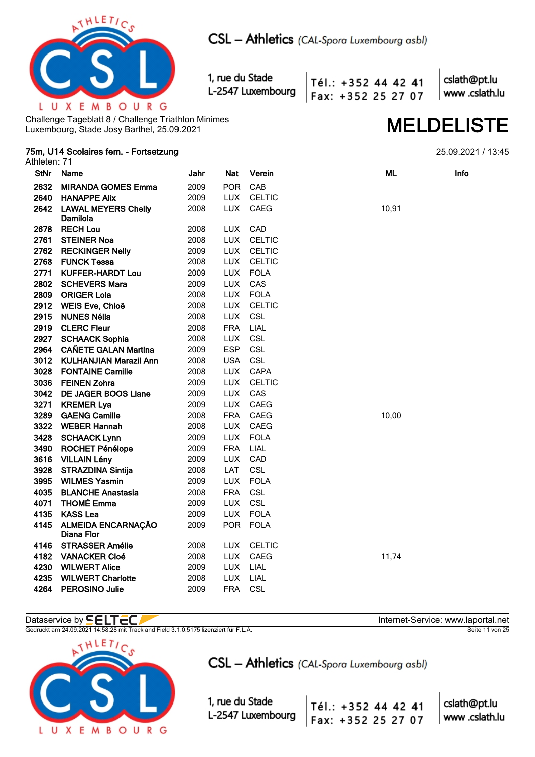Challenge Tageblatt 8 / Challenge Triathlon Minimes
Luxembourg, Stade Josy Barthel, 25.09.2021

# MELDELISTE

## 75m, U14 Scolaires fem. - Fortsetzung

25.09.2021 / 13:45

Athleten: 71

| StNr | Name | Jahr | Nat | Verein | ML | Info |
|---|---|---|---|---|---|---|
| 2632 | MIRANDA GOMES Emma | 2009 | POR | CAB | | |
| 2640 | HANAPPE Alix | 2009 | LUX | CELTIC | | |
| 2642 | LAWAL MEYERS Chelly Damilola | 2008 | LUX | CAEG | 10,91 | |
| 2678 | RECH Lou | 2008 | LUX | CAD | | |
| 2761 | STEINER Noa | 2008 | LUX | CELTIC | | |
| 2762 | RECKINGER Nelly | 2009 | LUX | CELTIC | | |
| 2768 | FUNCK Tessa | 2008 | LUX | CELTIC | | |
| 2771 | KUFFER-HARDT Lou | 2009 | LUX | FOLA | | |
| 2802 | SCHEVERS Mara | 2009 | LUX | CAS | | |
| 2809 | ORIGER Lola | 2008 | LUX | FOLA | | |
| 2912 | WEIS Eve, Chloë | 2008 | LUX | CELTIC | | |
| 2915 | NUNES Nélia | 2008 | LUX | CSL | | |
| 2919 | CLERC Fleur | 2008 | FRA | LIAL | | |
| 2927 | SCHAACK Sophia | 2008 | LUX | CSL | | |
| 2964 | CAÑETE GALAN Martina | 2009 | ESP | CSL | | |
| 3012 | KULHANJIAN Marazil Ann | 2008 | USA | CSL | | |
| 3028 | FONTAINE Camille | 2008 | LUX | CAPA | | |
| 3036 | FEINEN Zohra | 2009 | LUX | CELTIC | | |
| 3042 | DE JAGER BOOS Liane | 2009 | LUX | CAS | | |
| 3271 | KREMER Lya | 2009 | LUX | CAEG | | |
| 3289 | GAENG Camille | 2008 | FRA | CAEG | 10,00 | |
| 3322 | WEBER Hannah | 2008 | LUX | CAEG | | |
| 3428 | SCHAACK Lynn | 2009 | LUX | FOLA | | |
| 3490 | ROCHET Pénélope | 2009 | FRA | LIAL | | |
| 3616 | VILLAIN Lény | 2009 | LUX | CAD | | |
| 3928 | STRAZDINA Sintija | 2008 | LAT | CSL | | |
| 3995 | WILMES Yasmin | 2009 | LUX | FOLA | | |
| 4035 | BLANCHE Anastasia | 2008 | FRA | CSL | | |
| 4071 | THOMÉ Emma | 2009 | LUX | CSL | | |
| 4135 | KASS Lea | 2009 | LUX | FOLA | | |
| 4145 | ALMEIDA ENCARNAÇÃO Diana Flor | 2009 | POR | FOLA | | |
| 4146 | STRASSER Amélie | 2008 | LUX | CELTIC | | |
| 4182 | VANACKER Cloé | 2008 | LUX | CAEG | 11,74 | |
| 4230 | WILWERT Alice | 2009 | LUX | LIAL | | |
| 4235 | WILWERT Charlotte | 2008 | LUX | LIAL | | |
| 4264 | PEROSINO Julie | 2009 | FRA | CSL | | |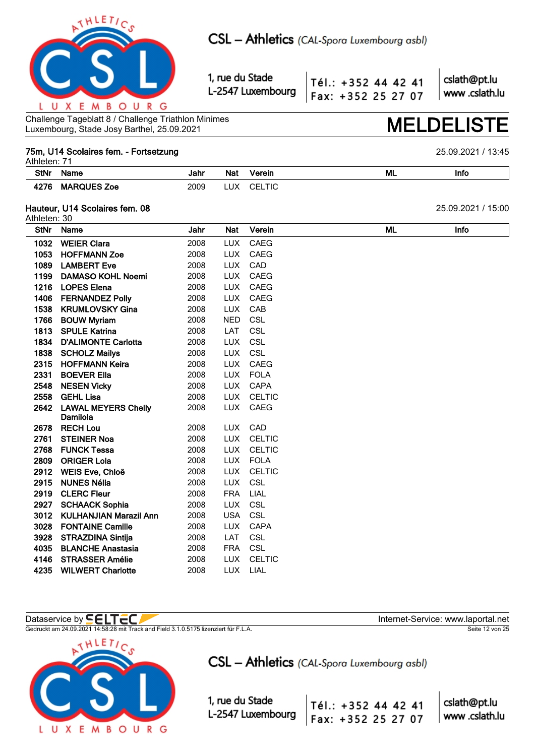Challenge Tageblatt 8 / Challenge Triathlon Minimes
Luxembourg, Stade Josy Barthel, 25.09.2021

# MELDELISTE

### 75m, U14 Scolaires fem. - Fortsetzung

25.09.2021 / 13:45

Athleten: 71

| StNr | Name | Jahr | Nat | Verein | ML | Info |
|---|---|---|---|---|---|---|
| 4276 | **MARQUES Zoe** | 2009 | LUX | CELTIC | | |

### Hauteur, U14 Scolaires fem. 08

25.09.2021 / 15:00

Athleten: 30

| StNr | Name | Jahr | Nat | Verein | ML | Info |
|---|---|---|---|---|---|---|
| 1032 | **WEIER Clara** | 2008 | LUX | CAEG | | |
| 1053 | **HOFFMANN Zoe** | 2008 | LUX | CAEG | | |
| 1089 | **LAMBERT Eve** | 2008 | LUX | CAD | | |
| 1199 | **DAMASO KOHL Noemi** | 2008 | LUX | CAEG | | |
| 1216 | **LOPES Elena** | 2008 | LUX | CAEG | | |
| 1406 | **FERNANDEZ Polly** | 2008 | LUX | CAEG | | |
| 1538 | **KRUMLOVSKY Gina** | 2008 | LUX | CAB | | |
| 1766 | **BOUW Myriam** | 2008 | NED | CSL | | |
| 1813 | **SPULE Katrina** | 2008 | LAT | CSL | | |
| 1834 | **D'ALIMONTE Carlotta** | 2008 | LUX | CSL | | |
| 1838 | **SCHOLZ Mailys** | 2008 | LUX | CSL | | |
| 2315 | **HOFFMANN Keira** | 2008 | LUX | CAEG | | |
| 2331 | **BOEVER Ella** | 2008 | LUX | FOLA | | |
| 2548 | **NESEN Vicky** | 2008 | LUX | CAPA | | |
| 2558 | **GEHL Lisa** | 2008 | LUX | CELTIC | | |
| 2642 | **LAWAL MEYERS Chelly Damilola** | 2008 | LUX | CAEG | | |
| 2678 | **RECH Lou** | 2008 | LUX | CAD | | |
| 2761 | **STEINER Noa** | 2008 | LUX | CELTIC | | |
| 2768 | **FUNCK Tessa** | 2008 | LUX | CELTIC | | |
| 2809 | **ORIGER Lola** | 2008 | LUX | FOLA | | |
| 2912 | **WEIS Eve, Chloë** | 2008 | LUX | CELTIC | | |
| 2915 | **NUNES Nélia** | 2008 | LUX | CSL | | |
| 2919 | **CLERC Fleur** | 2008 | FRA | LIAL | | |
| 2927 | **SCHAACK Sophia** | 2008 | LUX | CSL | | |
| 3012 | **KULHANJIAN Marazil Ann** | 2008 | USA | CSL | | |
| 3028 | **FONTAINE Camille** | 2008 | LUX | CAPA | | |
| 3928 | **STRAZDINA Sintija** | 2008 | LAT | CSL | | |
| 4035 | **BLANCHE Anastasia** | 2008 | FRA | CSL | | |
| 4146 | **STRASSER Amélie** | 2008 | LUX | CELTIC | | |
| 4235 | **WILWERT Charlotte** | 2008 | LUX | LIAL | | |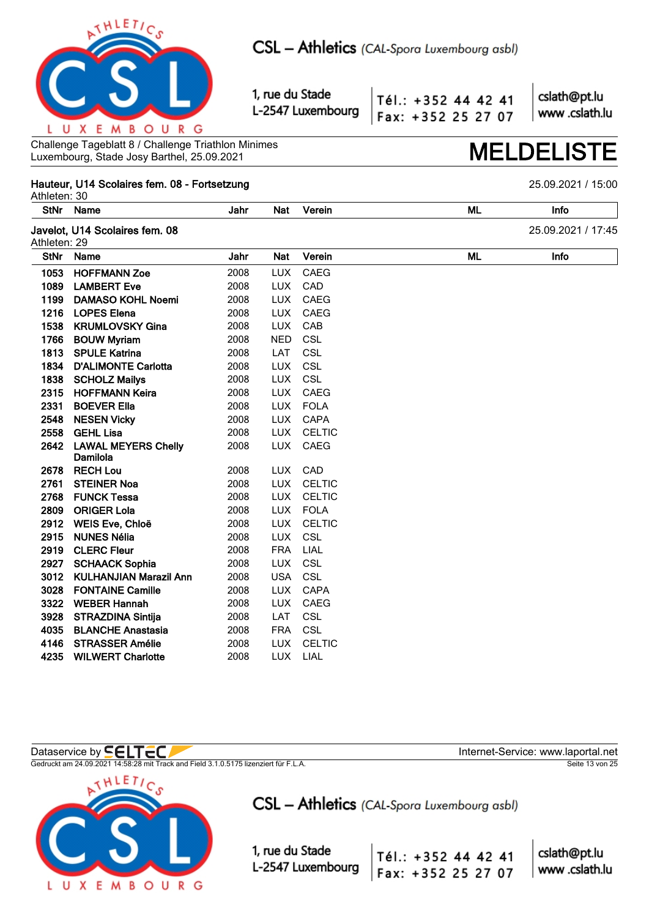Challenge Tageblatt 8 / Challenge Triathlon Minimes
Luxembourg, Stade Josy Barthel, 25.09.2021

# MELDELISTE

## Hauteur, U14 Scolaires fem. 08 - Fortsetzung

25.09.2021 / 15:00

Athleten: 30

| StNr | Name | Jahr | Nat | Verein | ML | Info |
|---|---|---|---|---|---|---|

## Javelot, U14 Scolaires fem. 08

25.09.2021 / 17:45

Athleten: 29

| StNr | Name | Jahr | Nat | Verein | ML | Info |
|---|---|---|---|---|---|---|
| 1053 | **HOFFMANN Zoe** | 2008 | LUX | CAEG | | |
| 1089 | **LAMBERT Eve** | 2008 | LUX | CAD | | |
| 1199 | **DAMASO KOHL Noemi** | 2008 | LUX | CAEG | | |
| 1216 | **LOPES Elena** | 2008 | LUX | CAEG | | |
| 1538 | **KRUMLOVSKY Gina** | 2008 | LUX | CAB | | |
| 1766 | **BOUW Myriam** | 2008 | NED | CSL | | |
| 1813 | **SPULE Katrina** | 2008 | LAT | CSL | | |
| 1834 | **D'ALIMONTE Carlotta** | 2008 | LUX | CSL | | |
| 1838 | **SCHOLZ Mailys** | 2008 | LUX | CSL | | |
| 2315 | **HOFFMANN Keira** | 2008 | LUX | CAEG | | |
| 2331 | **BOEVER Ella** | 2008 | LUX | FOLA | | |
| 2548 | **NESEN Vicky** | 2008 | LUX | CAPA | | |
| 2558 | **GEHL Lisa** | 2008 | LUX | CELTIC | | |
| 2642 | **LAWAL MEYERS Chelly Damilola** | 2008 | LUX | CAEG | | |
| 2678 | **RECH Lou** | 2008 | LUX | CAD | | |
| 2761 | **STEINER Noa** | 2008 | LUX | CELTIC | | |
| 2768 | **FUNCK Tessa** | 2008 | LUX | CELTIC | | |
| 2809 | **ORIGER Lola** | 2008 | LUX | FOLA | | |
| 2912 | **WEIS Eve, Chloë** | 2008 | LUX | CELTIC | | |
| 2915 | **NUNES Nélia** | 2008 | LUX | CSL | | |
| 2919 | **CLERC Fleur** | 2008 | FRA | LIAL | | |
| 2927 | **SCHAACK Sophia** | 2008 | LUX | CSL | | |
| 3012 | **KULHANJIAN Marazil Ann** | 2008 | USA | CSL | | |
| 3028 | **FONTAINE Camille** | 2008 | LUX | CAPA | | |
| 3322 | **WEBER Hannah** | 2008 | LUX | CAEG | | |
| 3928 | **STRAZDINA Sintija** | 2008 | LAT | CSL | | |
| 4035 | **BLANCHE Anastasia** | 2008 | FRA | CSL | | |
| 4146 | **STRASSER Amélie** | 2008 | LUX | CELTIC | | |
| 4235 | **WILWERT Charlotte** | 2008 | LUX | LIAL | | |

Dataservice by SELTEC — Internet-Service: www.laportal.net

Gedruckt am 24.09.2021 14:58:28 mit Track and Field 3.1.0.5175 lizenziert für F.L.A.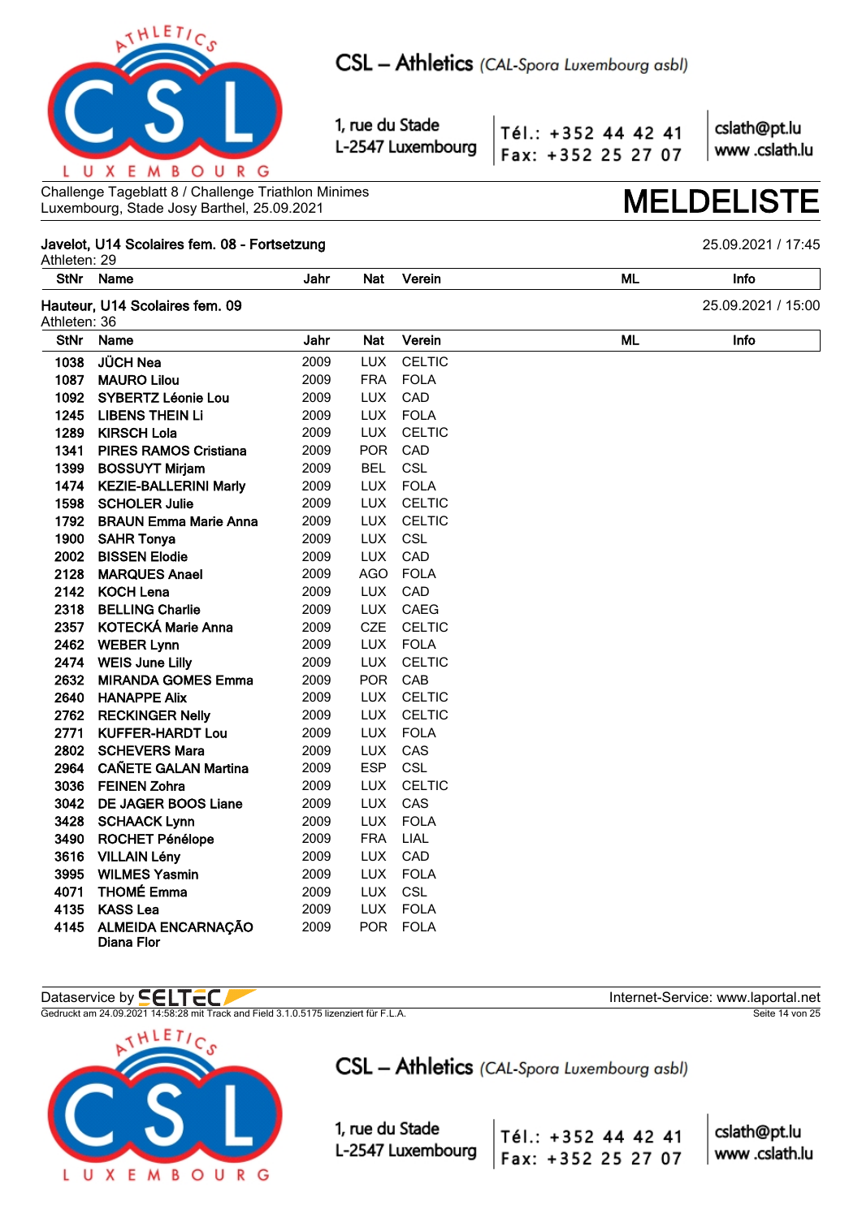Challenge Tageblatt 8 / Challenge Triathlon Minimes
Luxembourg, Stade Josy Barthel, 25.09.2021

# MELDELISTE

**Javelot, U14 Scolaires fem. 08 - Fortsetzung** 25.09.2021 / 17:45
Athleten: 29

| StNr | Name | Jahr | Nat | Verein | ML | Info |
|---|---|---|---|---|---|---|

**Hauteur, U14 Scolaires fem. 09** 25.09.2021 / 15:00
Athleten: 36

| StNr | Name | Jahr | Nat | Verein | ML | Info |
|---|---|---|---|---|---|---|
| 1038 | **JÜCH Nea** | 2009 | LUX | CELTIC | | |
| 1087 | **MAURO Lilou** | 2009 | FRA | FOLA | | |
| 1092 | **SYBERTZ Léonie Lou** | 2009 | LUX | CAD | | |
| 1245 | **LIBENS THEIN Li** | 2009 | LUX | FOLA | | |
| 1289 | **KIRSCH Lola** | 2009 | LUX | CELTIC | | |
| 1341 | **PIRES RAMOS Cristiana** | 2009 | POR | CAD | | |
| 1399 | **BOSSUYT Mirjam** | 2009 | BEL | CSL | | |
| 1474 | **KEZIE-BALLERINI Marly** | 2009 | LUX | FOLA | | |
| 1598 | **SCHOLER Julie** | 2009 | LUX | CELTIC | | |
| 1792 | **BRAUN Emma Marie Anna** | 2009 | LUX | CELTIC | | |
| 1900 | **SAHR Tonya** | 2009 | LUX | CSL | | |
| 2002 | **BISSEN Elodie** | 2009 | LUX | CAD | | |
| 2128 | **MARQUES Anael** | 2009 | AGO | FOLA | | |
| 2142 | **KOCH Lena** | 2009 | LUX | CAD | | |
| 2318 | **BELLING Charlie** | 2009 | LUX | CAEG | | |
| 2357 | **KOTECKÁ Marie Anna** | 2009 | CZE | CELTIC | | |
| 2462 | **WEBER Lynn** | 2009 | LUX | FOLA | | |
| 2474 | **WEIS June Lilly** | 2009 | LUX | CELTIC | | |
| 2632 | **MIRANDA GOMES Emma** | 2009 | POR | CAB | | |
| 2640 | **HANAPPE Alix** | 2009 | LUX | CELTIC | | |
| 2762 | **RECKINGER Nelly** | 2009 | LUX | CELTIC | | |
| 2771 | **KUFFER-HARDT Lou** | 2009 | LUX | FOLA | | |
| 2802 | **SCHEVERS Mara** | 2009 | LUX | CAS | | |
| 2964 | **CAÑETE GALAN Martina** | 2009 | ESP | CSL | | |
| 3036 | **FEINEN Zohra** | 2009 | LUX | CELTIC | | |
| 3042 | **DE JAGER BOOS Liane** | 2009 | LUX | CAS | | |
| 3428 | **SCHAACK Lynn** | 2009 | LUX | FOLA | | |
| 3490 | **ROCHET Pénélope** | 2009 | FRA | LIAL | | |
| 3616 | **VILLAIN Lény** | 2009 | LUX | CAD | | |
| 3995 | **WILMES Yasmin** | 2009 | LUX | FOLA | | |
| 4071 | **THOMÉ Emma** | 2009 | LUX | CSL | | |
| 4135 | **KASS Lea** | 2009 | LUX | FOLA | | |
| 4145 | **ALMEIDA ENCARNAÇÃO Diana Flor** | 2009 | POR | FOLA | | |

Dataservice by SELTEC Internet-Service: www.laportal.net
Gedruckt am 24.09.2021 14:58:28 mit Track and Field 3.1.0.5175 lizenziert für F.L.A.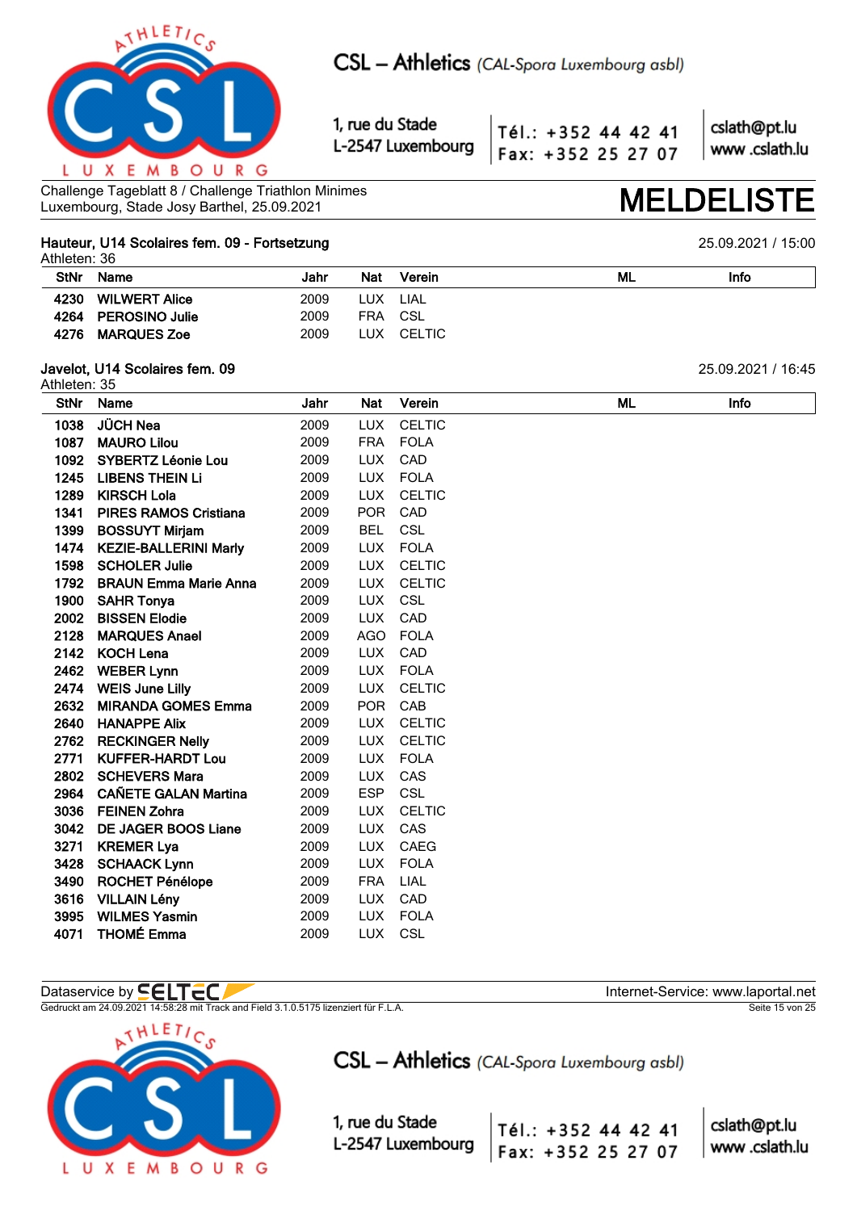Challenge Tageblatt 8 / Challenge Triathlon Minimes
Luxembourg, Stade Josy Barthel, 25.09.2021

# MELDELISTE

## Hauteur, U14 Scolaires fem. 09 - Fortsetzung

25.09.2021 / 15:00

Athleten: 36

| StNr | Name | Jahr | Nat | Verein | ML | Info |
|---|---|---|---|---|---|---|
| 4230 | WILWERT Alice | 2009 | LUX | LIAL | | |
| 4264 | PEROSINO Julie | 2009 | FRA | CSL | | |
| 4276 | MARQUES Zoe | 2009 | LUX | CELTIC | | |

## Javelot, U14 Scolaires fem. 09

25.09.2021 / 16:45

Athleten: 35

| StNr | Name | Jahr | Nat | Verein | ML | Info |
|---|---|---|---|---|---|---|
| 1038 | JÜCH Nea | 2009 | LUX | CELTIC | | |
| 1087 | MAURO Lilou | 2009 | FRA | FOLA | | |
| 1092 | SYBERTZ Léonie Lou | 2009 | LUX | CAD | | |
| 1245 | LIBENS THEIN Li | 2009 | LUX | FOLA | | |
| 1289 | KIRSCH Lola | 2009 | LUX | CELTIC | | |
| 1341 | PIRES RAMOS Cristiana | 2009 | POR | CAD | | |
| 1399 | BOSSUYT Mirjam | 2009 | BEL | CSL | | |
| 1474 | KEZIE-BALLERINI Marly | 2009 | LUX | FOLA | | |
| 1598 | SCHOLER Julie | 2009 | LUX | CELTIC | | |
| 1792 | BRAUN Emma Marie Anna | 2009 | LUX | CELTIC | | |
| 1900 | SAHR Tonya | 2009 | LUX | CSL | | |
| 2002 | BISSEN Elodie | 2009 | LUX | CAD | | |
| 2128 | MARQUES Anael | 2009 | AGO | FOLA | | |
| 2142 | KOCH Lena | 2009 | LUX | CAD | | |
| 2462 | WEBER Lynn | 2009 | LUX | FOLA | | |
| 2474 | WEIS June Lilly | 2009 | LUX | CELTIC | | |
| 2632 | MIRANDA GOMES Emma | 2009 | POR | CAB | | |
| 2640 | HANAPPE Alix | 2009 | LUX | CELTIC | | |
| 2762 | RECKINGER Nelly | 2009 | LUX | CELTIC | | |
| 2771 | KUFFER-HARDT Lou | 2009 | LUX | FOLA | | |
| 2802 | SCHEVERS Mara | 2009 | LUX | CAS | | |
| 2964 | CAÑETE GALAN Martina | 2009 | ESP | CSL | | |
| 3036 | FEINEN Zohra | 2009 | LUX | CELTIC | | |
| 3042 | DE JAGER BOOS Liane | 2009 | LUX | CAS | | |
| 3271 | KREMER Lya | 2009 | LUX | CAEG | | |
| 3428 | SCHAACK Lynn | 2009 | LUX | FOLA | | |
| 3490 | ROCHET Pénélope | 2009 | FRA | LIAL | | |
| 3616 | VILLAIN Lény | 2009 | LUX | CAD | | |
| 3995 | WILMES Yasmin | 2009 | LUX | FOLA | | |
| 4071 | THOMÉ Emma | 2009 | LUX | CSL | | |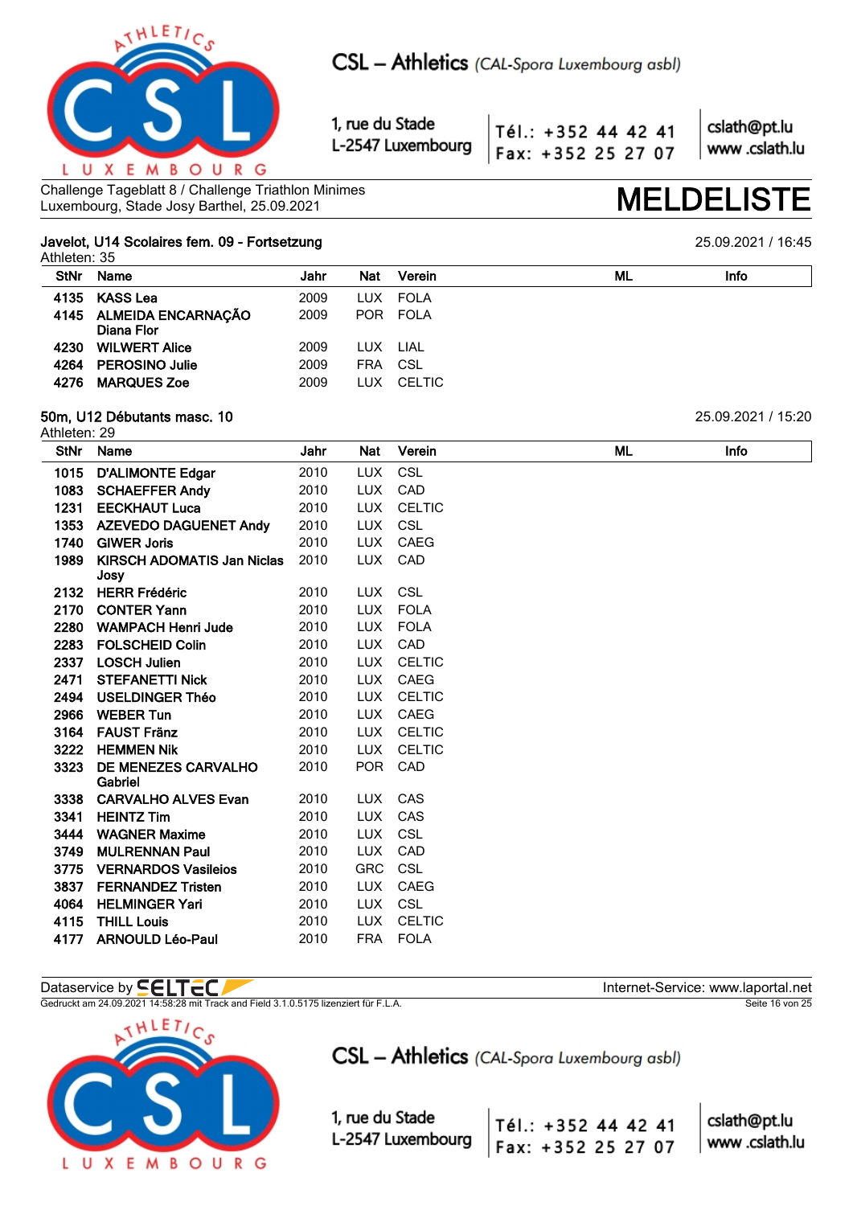Challenge Tageblatt 8 / Challenge Triathlon Minimes
Luxembourg, Stade Josy Barthel, 25.09.2021

# MELDELISTE

## Javelot, U14 Scolaires fem. 09 - Fortsetzung

25.09.2021 / 16:45

Athleten: 35

| StNr | Name | Jahr | Nat | Verein | ML | Info |
|---|---|---|---|---|---|---|
| 4135 | KASS Lea | 2009 | LUX | FOLA | | |
| 4145 | ALMEIDA ENCARNAÇÃO Diana Flor | 2009 | POR | FOLA | | |
| 4230 | WILWERT Alice | 2009 | LUX | LIAL | | |
| 4264 | PEROSINO Julie | 2009 | FRA | CSL | | |
| 4276 | MARQUES Zoe | 2009 | LUX | CELTIC | | |

## 50m, U12 Débutants masc. 10

25.09.2021 / 15:20

Athleten: 29

| StNr | Name | Jahr | Nat | Verein | ML | Info |
|---|---|---|---|---|---|---|
| 1015 | D'ALIMONTE Edgar | 2010 | LUX | CSL | | |
| 1083 | SCHAEFFER Andy | 2010 | LUX | CAD | | |
| 1231 | EECKHAUT Luca | 2010 | LUX | CELTIC | | |
| 1353 | AZEVEDO DAGUENET Andy | 2010 | LUX | CSL | | |
| 1740 | GIWER Joris | 2010 | LUX | CAEG | | |
| 1989 | KIRSCH ADOMATIS Jan Niclas Josy | 2010 | LUX | CAD | | |
| 2132 | HERR Frédéric | 2010 | LUX | CSL | | |
| 2170 | CONTER Yann | 2010 | LUX | FOLA | | |
| 2280 | WAMPACH Henri Jude | 2010 | LUX | FOLA | | |
| 2283 | FOLSCHEID Colin | 2010 | LUX | CAD | | |
| 2337 | LOSCH Julien | 2010 | LUX | CELTIC | | |
| 2471 | STEFANETTI Nick | 2010 | LUX | CAEG | | |
| 2494 | USELDINGER Théo | 2010 | LUX | CELTIC | | |
| 2966 | WEBER Tun | 2010 | LUX | CAEG | | |
| 3164 | FAUST Fränz | 2010 | LUX | CELTIC | | |
| 3222 | HEMMEN Nik | 2010 | LUX | CELTIC | | |
| 3323 | DE MENEZES CARVALHO Gabriel | 2010 | POR | CAD | | |
| 3338 | CARVALHO ALVES Evan | 2010 | LUX | CAS | | |
| 3341 | HEINTZ Tim | 2010 | LUX | CAS | | |
| 3444 | WAGNER Maxime | 2010 | LUX | CSL | | |
| 3749 | MULRENNAN Paul | 2010 | LUX | CAD | | |
| 3775 | VERNARDOS Vasileios | 2010 | GRC | CSL | | |
| 3837 | FERNANDEZ Tristen | 2010 | LUX | CAEG | | |
| 4064 | HELMINGER Yari | 2010 | LUX | CSL | | |
| 4115 | THILL Louis | 2010 | LUX | CELTIC | | |
| 4177 | ARNOULD Léo-Paul | 2010 | FRA | FOLA | | |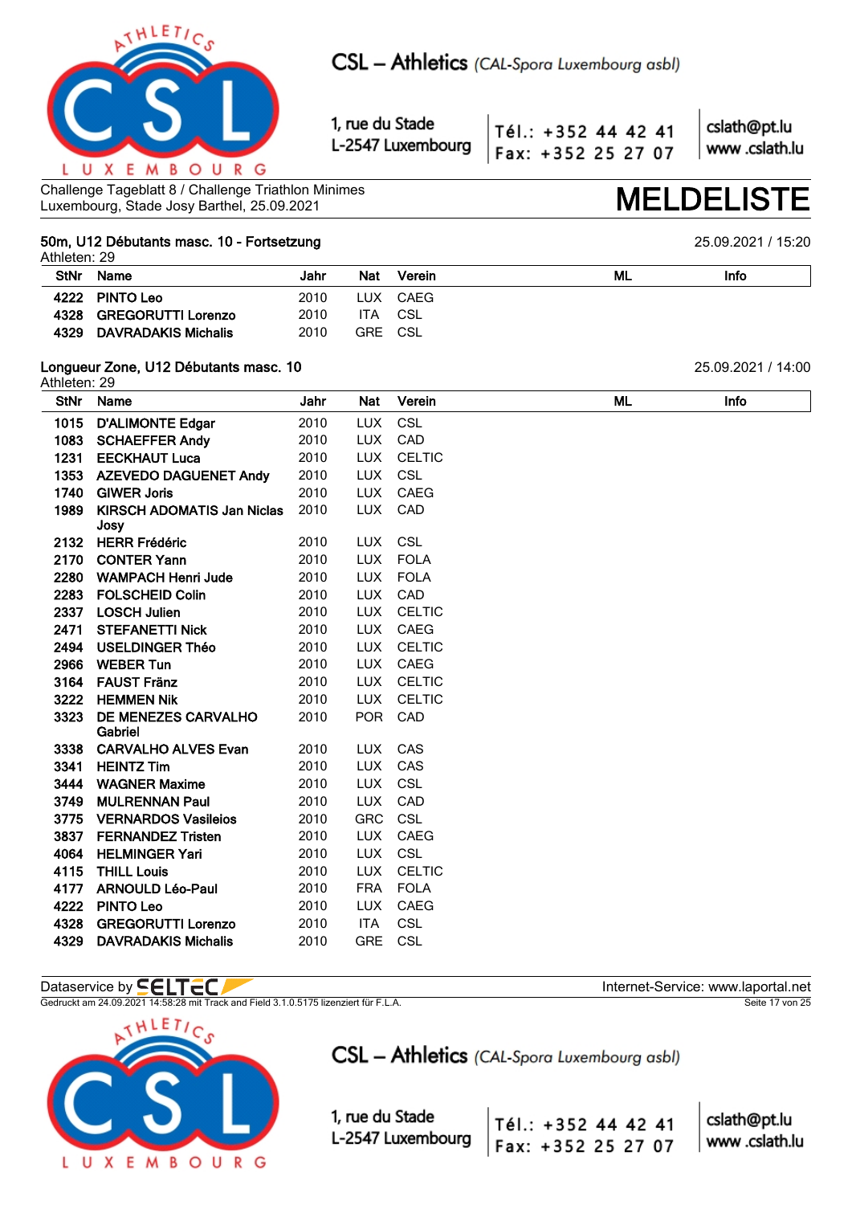Challenge Tageblatt 8 / Challenge Triathlon Minimes
Luxembourg, Stade Josy Barthel, 25.09.2021

# MELDELISTE

## 50m, U12 Débutants masc. 10 - Fortsetzung

25.09.2021 / 15:20

Athleten: 29

| StNr | Name | Jahr | Nat | Verein | ML | Info |
|---|---|---|---|---|---|---|
| 4222 | PINTO Leo | 2010 | LUX | CAEG | | |
| 4328 | GREGORUTTI Lorenzo | 2010 | ITA | CSL | | |
| 4329 | DAVRADAKIS Michalis | 2010 | GRE | CSL | | |

## Longueur Zone, U12 Débutants masc. 10

25.09.2021 / 14:00

Athleten: 29

| StNr | Name | Jahr | Nat | Verein | ML | Info |
|---|---|---|---|---|---|---|
| 1015 | D'ALIMONTE Edgar | 2010 | LUX | CSL | | |
| 1083 | SCHAEFFER Andy | 2010 | LUX | CAD | | |
| 1231 | EECKHAUT Luca | 2010 | LUX | CELTIC | | |
| 1353 | AZEVEDO DAGUENET Andy | 2010 | LUX | CSL | | |
| 1740 | GIWER Joris | 2010 | LUX | CAEG | | |
| 1989 | KIRSCH ADOMATIS Jan Niclas Josy | 2010 | LUX | CAD | | |
| 2132 | HERR Frédéric | 2010 | LUX | CSL | | |
| 2170 | CONTER Yann | 2010 | LUX | FOLA | | |
| 2280 | WAMPACH Henri Jude | 2010 | LUX | FOLA | | |
| 2283 | FOLSCHEID Colin | 2010 | LUX | CAD | | |
| 2337 | LOSCH Julien | 2010 | LUX | CELTIC | | |
| 2471 | STEFANETTI Nick | 2010 | LUX | CAEG | | |
| 2494 | USELDINGER Théo | 2010 | LUX | CELTIC | | |
| 2966 | WEBER Tun | 2010 | LUX | CAEG | | |
| 3164 | FAUST Fränz | 2010 | LUX | CELTIC | | |
| 3222 | HEMMEN Nik | 2010 | LUX | CELTIC | | |
| 3323 | DE MENEZES CARVALHO Gabriel | 2010 | POR | CAD | | |
| 3338 | CARVALHO ALVES Evan | 2010 | LUX | CAS | | |
| 3341 | HEINTZ Tim | 2010 | LUX | CAS | | |
| 3444 | WAGNER Maxime | 2010 | LUX | CSL | | |
| 3749 | MULRENNAN Paul | 2010 | LUX | CAD | | |
| 3775 | VERNARDOS Vasileios | 2010 | GRC | CSL | | |
| 3837 | FERNANDEZ Tristen | 2010 | LUX | CAEG | | |
| 4064 | HELMINGER Yari | 2010 | LUX | CSL | | |
| 4115 | THILL Louis | 2010 | LUX | CELTIC | | |
| 4177 | ARNOULD Léo-Paul | 2010 | FRA | FOLA | | |
| 4222 | PINTO Leo | 2010 | LUX | CAEG | | |
| 4328 | GREGORUTTI Lorenzo | 2010 | ITA | CSL | | |
| 4329 | DAVRADAKIS Michalis | 2010 | GRE | CSL | | |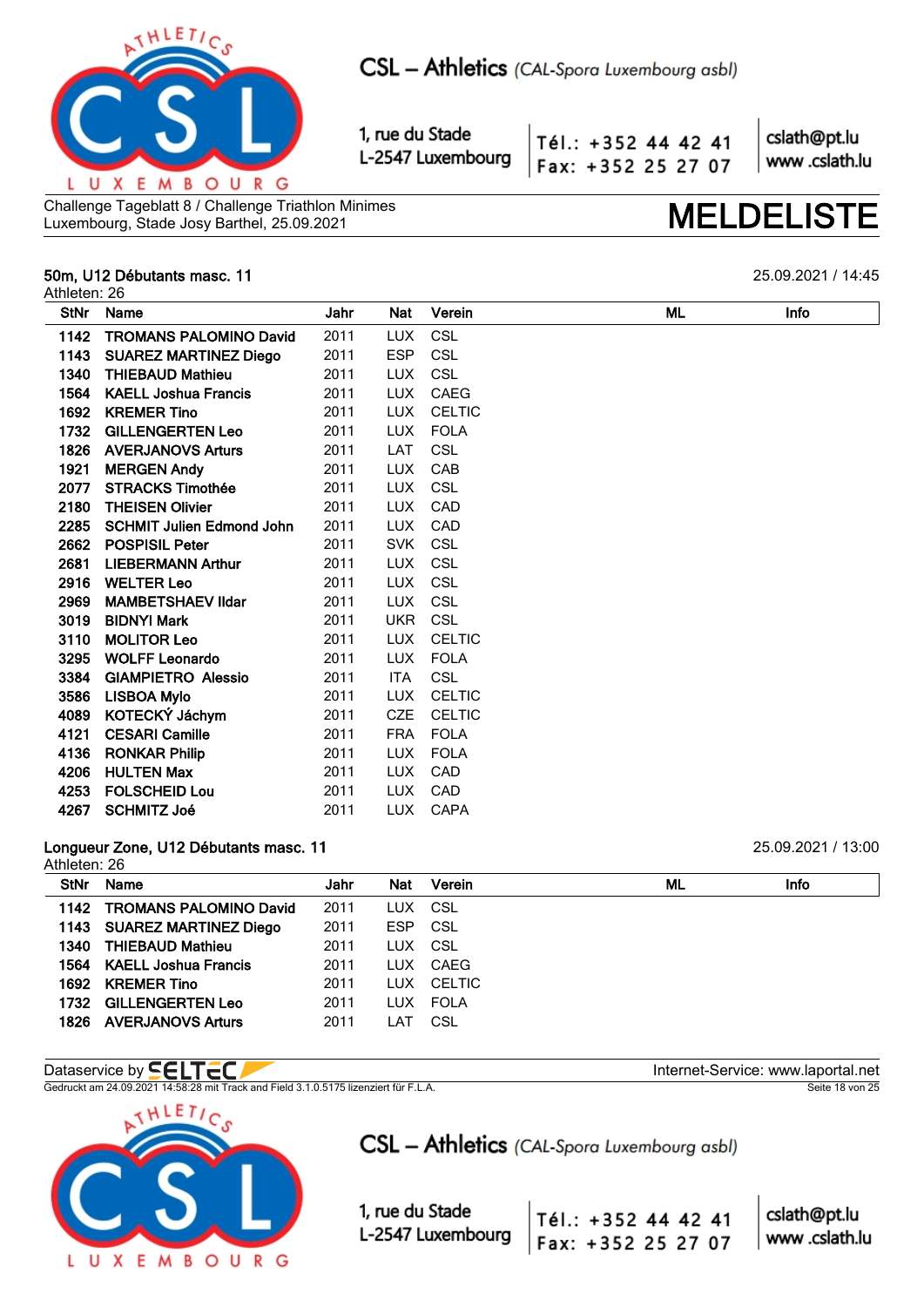Challenge Tageblatt 8 / Challenge Triathlon Minimes
Luxembourg, Stade Josy Barthel, 25.09.2021

# MELDELISTE

## 50m, U12 Débutants masc. 11

25.09.2021 / 14:45

Athleten: 26

| StNr | Name | Jahr | Nat | Verein | ML | Info |
|---|---|---|---|---|---|---|
| 1142 | **TROMANS PALOMINO David** | 2011 | LUX | CSL | | |
| 1143 | **SUAREZ MARTINEZ Diego** | 2011 | ESP | CSL | | |
| 1340 | **THIEBAUD Mathieu** | 2011 | LUX | CSL | | |
| 1564 | **KAELL Joshua Francis** | 2011 | LUX | CAEG | | |
| 1692 | **KREMER Tino** | 2011 | LUX | CELTIC | | |
| 1732 | **GILLENGERTEN Leo** | 2011 | LUX | FOLA | | |
| 1826 | **AVERJANOVS Arturs** | 2011 | LAT | CSL | | |
| 1921 | **MERGEN Andy** | 2011 | LUX | CAB | | |
| 2077 | **STRACKS Timothée** | 2011 | LUX | CSL | | |
| 2180 | **THEISEN Olivier** | 2011 | LUX | CAD | | |
| 2285 | **SCHMIT Julien Edmond John** | 2011 | LUX | CAD | | |
| 2662 | **POSPISIL Peter** | 2011 | SVK | CSL | | |
| 2681 | **LIEBERMANN Arthur** | 2011 | LUX | CSL | | |
| 2916 | **WELTER Leo** | 2011 | LUX | CSL | | |
| 2969 | **MAMBETSHAEV Ildar** | 2011 | LUX | CSL | | |
| 3019 | **BIDNYI Mark** | 2011 | UKR | CSL | | |
| 3110 | **MOLITOR Leo** | 2011 | LUX | CELTIC | | |
| 3295 | **WOLFF Leonardo** | 2011 | LUX | FOLA | | |
| 3384 | **GIAMPIETRO Alessio** | 2011 | ITA | CSL | | |
| 3586 | **LISBOA Mylo** | 2011 | LUX | CELTIC | | |
| 4089 | **KOTECKÝ Jáchym** | 2011 | CZE | CELTIC | | |
| 4121 | **CESARI Camille** | 2011 | FRA | FOLA | | |
| 4136 | **RONKAR Philip** | 2011 | LUX | FOLA | | |
| 4206 | **HULTEN Max** | 2011 | LUX | CAD | | |
| 4253 | **FOLSCHEID Lou** | 2011 | LUX | CAD | | |
| 4267 | **SCHMITZ Joé** | 2011 | LUX | CAPA | | |

## Longueur Zone, U12 Débutants masc. 11

25.09.2021 / 13:00

Athleten: 26

| StNr | Name | Jahr | Nat | Verein | ML | Info |
|---|---|---|---|---|---|---|
| 1142 | **TROMANS PALOMINO David** | 2011 | LUX | CSL | | |
| 1143 | **SUAREZ MARTINEZ Diego** | 2011 | ESP | CSL | | |
| 1340 | **THIEBAUD Mathieu** | 2011 | LUX | CSL | | |
| 1564 | **KAELL Joshua Francis** | 2011 | LUX | CAEG | | |
| 1692 | **KREMER Tino** | 2011 | LUX | CELTIC | | |
| 1732 | **GILLENGERTEN Leo** | 2011 | LUX | FOLA | | |
| 1826 | **AVERJANOVS Arturs** | 2011 | LAT | CSL | | |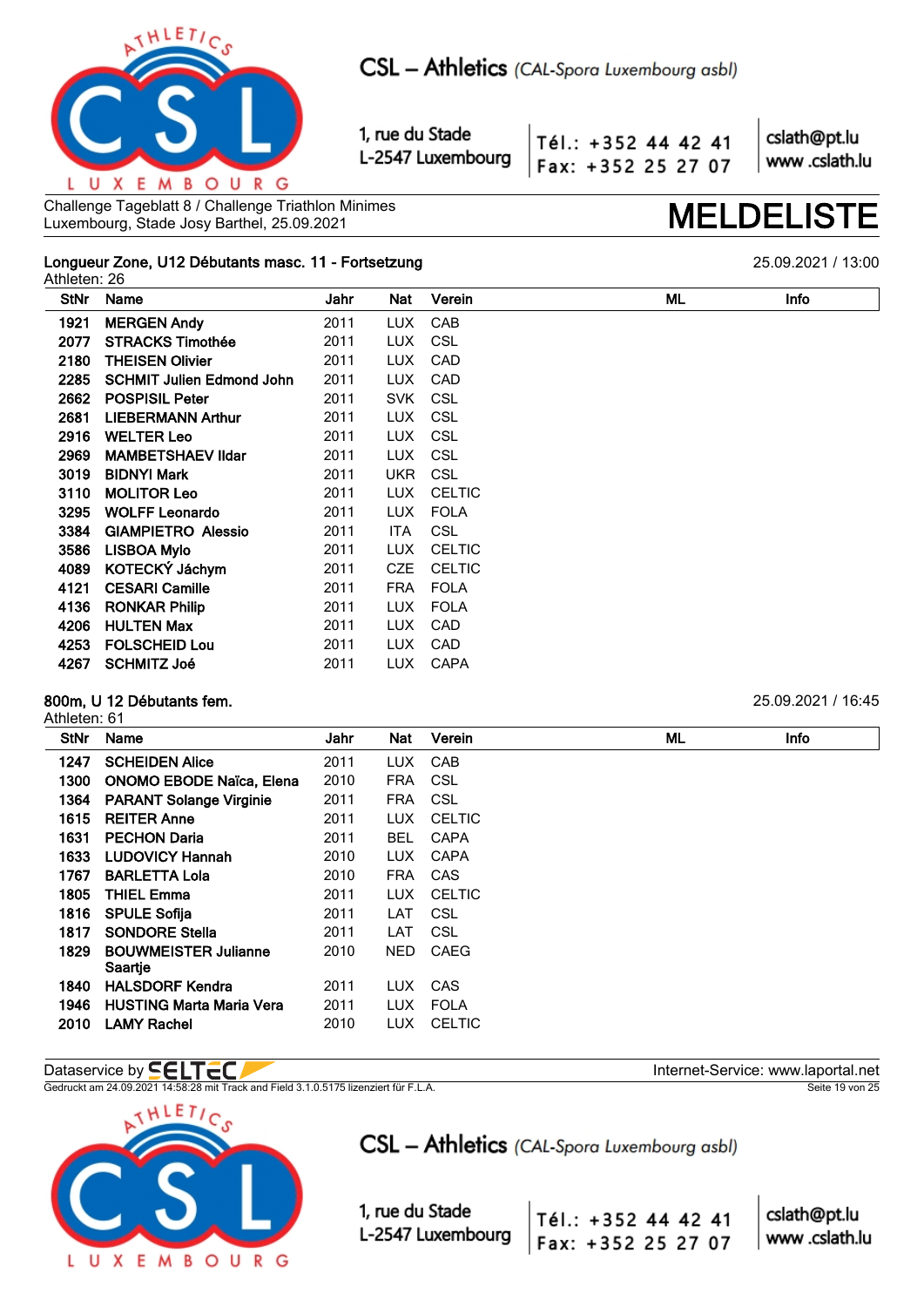Challenge Tageblatt 8 / Challenge Triathlon Minimes
Luxembourg, Stade Josy Barthel, 25.09.2021

# MELDELISTE

## Longueur Zone, U12 Débutants masc. 11 - Fortsetzung

25.09.2021 / 13:00

Athleten: 26

| StNr | Name | Jahr | Nat | Verein | ML | Info |
|---|---|---|---|---|---|---|
| 1921 | MERGEN Andy | 2011 | LUX | CAB | | |
| 2077 | STRACKS Timothée | 2011 | LUX | CSL | | |
| 2180 | THEISEN Olivier | 2011 | LUX | CAD | | |
| 2285 | SCHMIT Julien Edmond John | 2011 | LUX | CAD | | |
| 2662 | POSPISIL Peter | 2011 | SVK | CSL | | |
| 2681 | LIEBERMANN Arthur | 2011 | LUX | CSL | | |
| 2916 | WELTER Leo | 2011 | LUX | CSL | | |
| 2969 | MAMBETSHAEV Ildar | 2011 | LUX | CSL | | |
| 3019 | BIDNYI Mark | 2011 | UKR | CSL | | |
| 3110 | MOLITOR Leo | 2011 | LUX | CELTIC | | |
| 3295 | WOLFF Leonardo | 2011 | LUX | FOLA | | |
| 3384 | GIAMPIETRO Alessio | 2011 | ITA | CSL | | |
| 3586 | LISBOA Mylo | 2011 | LUX | CELTIC | | |
| 4089 | KOTECKÝ Jáchym | 2011 | CZE | CELTIC | | |
| 4121 | CESARI Camille | 2011 | FRA | FOLA | | |
| 4136 | RONKAR Philip | 2011 | LUX | FOLA | | |
| 4206 | HULTEN Max | 2011 | LUX | CAD | | |
| 4253 | FOLSCHEID Lou | 2011 | LUX | CAD | | |
| 4267 | SCHMITZ Joé | 2011 | LUX | CAPA | | |

## 800m, U 12 Débutants fem.

25.09.2021 / 16:45

Athleten: 61

| StNr | Name | Jahr | Nat | Verein | ML | Info |
|---|---|---|---|---|---|---|
| 1247 | SCHEIDEN Alice | 2011 | LUX | CAB | | |
| 1300 | ONOMO EBODE Naïca, Elena | 2010 | FRA | CSL | | |
| 1364 | PARANT Solange Virginie | 2011 | FRA | CSL | | |
| 1615 | REITER Anne | 2011 | LUX | CELTIC | | |
| 1631 | PECHON Daria | 2011 | BEL | CAPA | | |
| 1633 | LUDOVICY Hannah | 2010 | LUX | CAPA | | |
| 1767 | BARLETTA Lola | 2010 | FRA | CAS | | |
| 1805 | THIEL Emma | 2011 | LUX | CELTIC | | |
| 1816 | SPULE Sofija | 2011 | LAT | CSL | | |
| 1817 | SONDORE Stella | 2011 | LAT | CSL | | |
| 1829 | BOUWMEISTER Julianne Saartje | 2010 | NED | CAEG | | |
| 1840 | HALSDORF Kendra | 2011 | LUX | CAS | | |
| 1946 | HUSTING Marta Maria Vera | 2011 | LUX | FOLA | | |
| 2010 | LAMY Rachel | 2010 | LUX | CELTIC | | |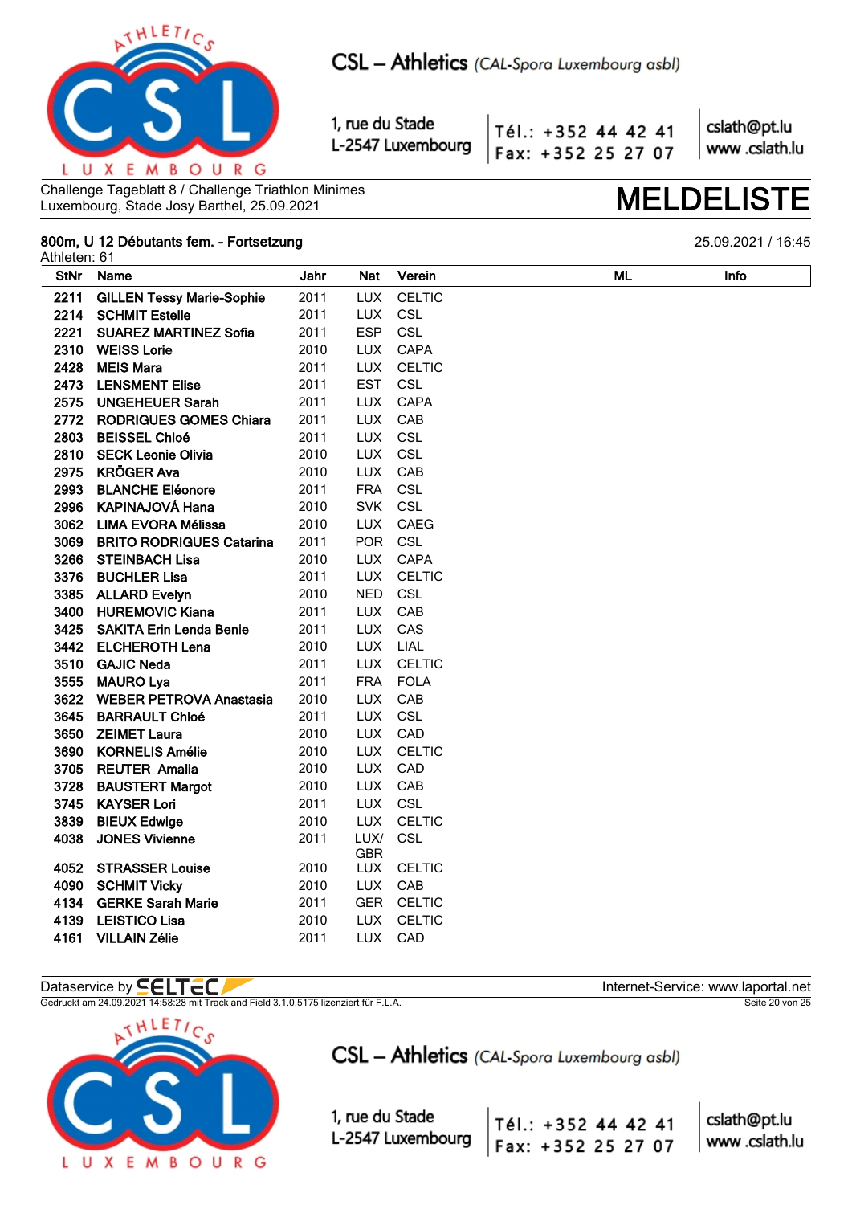Challenge Tageblatt 8 / Challenge Triathlon Minimes
Luxembourg, Stade Josy Barthel, 25.09.2021

# MELDELISTE

**800m, U 12 Débutants fem. - Fortsetzung**

25.09.2021 / 16:45

Athleten: 61

| StNr | Name | Jahr | Nat | Verein | ML | Info |
|---|---|---|---|---|---|---|
| 2211 | GILLEN Tessy Marie-Sophie | 2011 | LUX | CELTIC | | |
| 2214 | SCHMIT Estelle | 2011 | LUX | CSL | | |
| 2221 | SUAREZ MARTINEZ Sofia | 2011 | ESP | CSL | | |
| 2310 | WEISS Lorie | 2010 | LUX | CAPA | | |
| 2428 | MEIS Mara | 2011 | LUX | CELTIC | | |
| 2473 | LENSMENT Elise | 2011 | EST | CSL | | |
| 2575 | UNGEHEUER Sarah | 2011 | LUX | CAPA | | |
| 2772 | RODRIGUES GOMES Chiara | 2011 | LUX | CAB | | |
| 2803 | BEISSEL Chloé | 2011 | LUX | CSL | | |
| 2810 | SECK Leonie Olivia | 2010 | LUX | CSL | | |
| 2975 | KRÖGER Ava | 2010 | LUX | CAB | | |
| 2993 | BLANCHE Eléonore | 2011 | FRA | CSL | | |
| 2996 | KAPINAJOVÁ Hana | 2010 | SVK | CSL | | |
| 3062 | LIMA EVORA Mélissa | 2010 | LUX | CAEG | | |
| 3069 | BRITO RODRIGUES Catarina | 2011 | POR | CSL | | |
| 3266 | STEINBACH Lisa | 2010 | LUX | CAPA | | |
| 3376 | BUCHLER Lisa | 2011 | LUX | CELTIC | | |
| 3385 | ALLARD Evelyn | 2010 | NED | CSL | | |
| 3400 | HUREMOVIC Kiana | 2011 | LUX | CAB | | |
| 3425 | SAKITA Erin Lenda Benie | 2011 | LUX | CAS | | |
| 3442 | ELCHEROTH Lena | 2010 | LUX | LIAL | | |
| 3510 | GAJIC Neda | 2011 | LUX | CELTIC | | |
| 3555 | MAURO Lya | 2011 | FRA | FOLA | | |
| 3622 | WEBER PETROVA Anastasia | 2010 | LUX | CAB | | |
| 3645 | BARRAULT Chloé | 2011 | LUX | CSL | | |
| 3650 | ZEIMET Laura | 2010 | LUX | CAD | | |
| 3690 | KORNELIS Amélie | 2010 | LUX | CELTIC | | |
| 3705 | REUTER Amalia | 2010 | LUX | CAD | | |
| 3728 | BAUSTERT Margot | 2010 | LUX | CAB | | |
| 3745 | KAYSER Lori | 2011 | LUX | CSL | | |
| 3839 | BIEUX Edwige | 2010 | LUX | CELTIC | | |
| 4038 | JONES Vivienne | 2011 | LUX/ GBR | CSL | | |
| 4052 | STRASSER Louise | 2010 | LUX | CELTIC | | |
| 4090 | SCHMIT Vicky | 2010 | LUX | CAB | | |
| 4134 | GERKE Sarah Marie | 2011 | GER | CELTIC | | |
| 4139 | LEISTICO Lisa | 2010 | LUX | CELTIC | | |
| 4161 | VILLAIN Zélie | 2011 | LUX | CAD | | |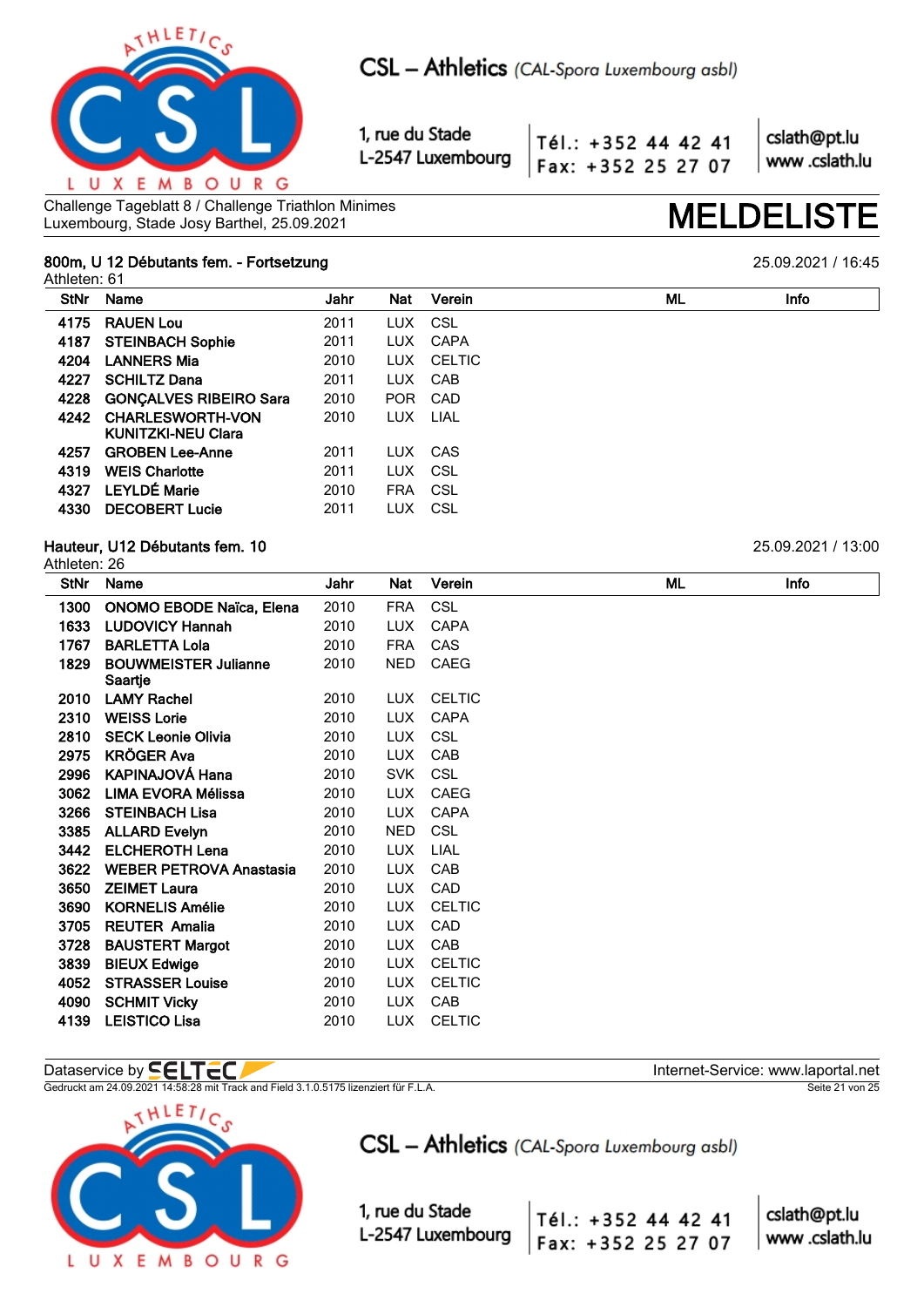Challenge Tageblatt 8 / Challenge Triathlon Minimes
Luxembourg, Stade Josy Barthel, 25.09.2021

# MELDELISTE

## 800m, U 12 Débutants fem. - Fortsetzung

25.09.2021 / 16:45

Athleten: 61

| StNr | Name | Jahr | Nat | Verein | ML | Info |
|---|---|---|---|---|---|---|
| 4175 | RAUEN Lou | 2011 | LUX | CSL | | |
| 4187 | STEINBACH Sophie | 2011 | LUX | CAPA | | |
| 4204 | LANNERS Mia | 2010 | LUX | CELTIC | | |
| 4227 | SCHILTZ Dana | 2011 | LUX | CAB | | |
| 4228 | GONÇALVES RIBEIRO Sara | 2010 | POR | CAD | | |
| 4242 | CHARLESWORTH-VON KUNITZKI-NEU Clara | 2010 | LUX | LIAL | | |
| 4257 | GROBEN Lee-Anne | 2011 | LUX | CAS | | |
| 4319 | WEIS Charlotte | 2011 | LUX | CSL | | |
| 4327 | LEYLDÉ Marie | 2010 | FRA | CSL | | |
| 4330 | DECOBERT Lucie | 2011 | LUX | CSL | | |

## Hauteur, U12 Débutants fem. 10

25.09.2021 / 13:00

Athleten: 26

| StNr | Name | Jahr | Nat | Verein | ML | Info |
|---|---|---|---|---|---|---|
| 1300 | ONOMO EBODE Naïca, Elena | 2010 | FRA | CSL | | |
| 1633 | LUDOVICY Hannah | 2010 | LUX | CAPA | | |
| 1767 | BARLETTA Lola | 2010 | FRA | CAS | | |
| 1829 | BOUWMEISTER Julianne Saartje | 2010 | NED | CAEG | | |
| 2010 | LAMY Rachel | 2010 | LUX | CELTIC | | |
| 2310 | WEISS Lorie | 2010 | LUX | CAPA | | |
| 2810 | SECK Leonie Olivia | 2010 | LUX | CSL | | |
| 2975 | KRÖGER Ava | 2010 | LUX | CAB | | |
| 2996 | KAPINAJOVÁ Hana | 2010 | SVK | CSL | | |
| 3062 | LIMA EVORA Mélissa | 2010 | LUX | CAEG | | |
| 3266 | STEINBACH Lisa | 2010 | LUX | CAPA | | |
| 3385 | ALLARD Evelyn | 2010 | NED | CSL | | |
| 3442 | ELCHEROTH Lena | 2010 | LUX | LIAL | | |
| 3622 | WEBER PETROVA Anastasia | 2010 | LUX | CAB | | |
| 3650 | ZEIMET Laura | 2010 | LUX | CAD | | |
| 3690 | KORNELIS Amélie | 2010 | LUX | CELTIC | | |
| 3705 | REUTER Amalia | 2010 | LUX | CAD | | |
| 3728 | BAUSTERT Margot | 2010 | LUX | CAB | | |
| 3839 | BIEUX Edwige | 2010 | LUX | CELTIC | | |
| 4052 | STRASSER Louise | 2010 | LUX | CELTIC | | |
| 4090 | SCHMIT Vicky | 2010 | LUX | CAB | | |
| 4139 | LEISTICO Lisa | 2010 | LUX | CELTIC | | |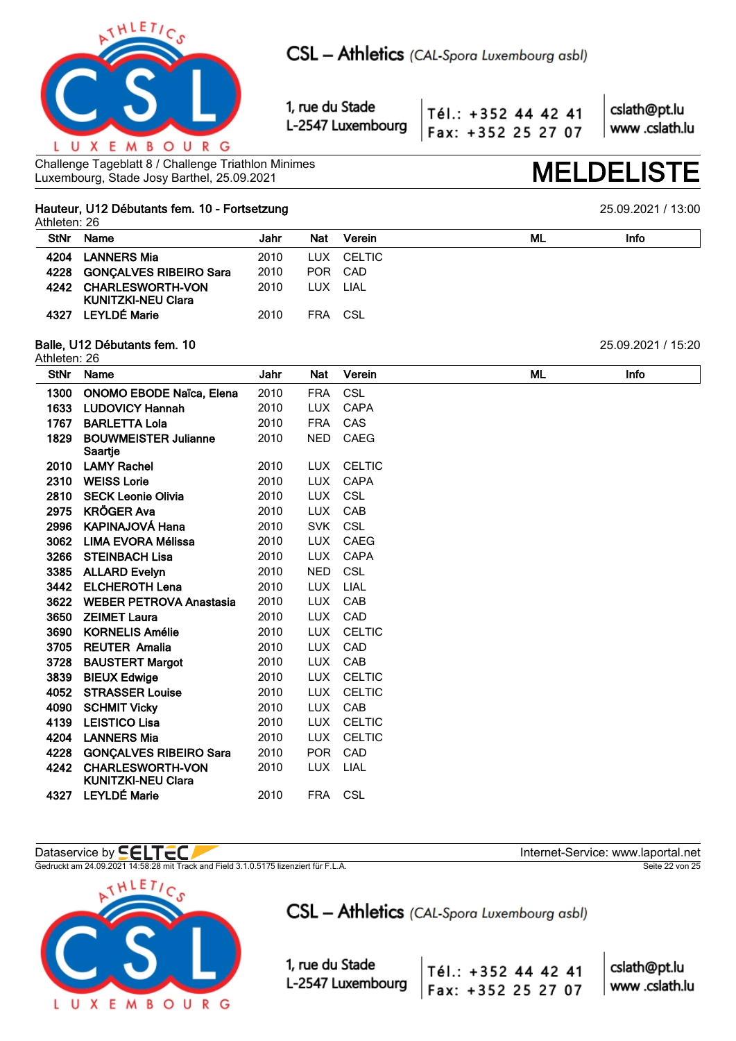Challenge Tageblatt 8 / Challenge Triathlon Minimes
Luxembourg, Stade Josy Barthel, 25.09.2021

# MELDELISTE

## Hauteur, U12 Débutants fem. 10 - Fortsetzung

25.09.2021 / 13:00

Athleten: 26

| StNr | Name | Jahr | Nat | Verein | ML | Info |
|---|---|---|---|---|---|---|
| 4204 | LANNERS Mia | 2010 | LUX | CELTIC | | |
| 4228 | GONÇALVES RIBEIRO Sara | 2010 | POR | CAD | | |
| 4242 | CHARLESWORTH-VON KUNITZKI-NEU Clara | 2010 | LUX | LIAL | | |
| 4327 | LEYLDÉ Marie | 2010 | FRA | CSL | | |

## Balle, U12 Débutants fem. 10

25.09.2021 / 15:20

Athleten: 26

| StNr | Name | Jahr | Nat | Verein | ML | Info |
|---|---|---|---|---|---|---|
| 1300 | ONOMO EBODE Naïca, Elena | 2010 | FRA | CSL | | |
| 1633 | LUDOVICY Hannah | 2010 | LUX | CAPA | | |
| 1767 | BARLETTA Lola | 2010 | FRA | CAS | | |
| 1829 | BOUWMEISTER Julianne Saartje | 2010 | NED | CAEG | | |
| 2010 | LAMY Rachel | 2010 | LUX | CELTIC | | |
| 2310 | WEISS Lorie | 2010 | LUX | CAPA | | |
| 2810 | SECK Leonie Olivia | 2010 | LUX | CSL | | |
| 2975 | KRÖGER Ava | 2010 | LUX | CAB | | |
| 2996 | KAPINAJOVÁ Hana | 2010 | SVK | CSL | | |
| 3062 | LIMA EVORA Mélissa | 2010 | LUX | CAEG | | |
| 3266 | STEINBACH Lisa | 2010 | LUX | CAPA | | |
| 3385 | ALLARD Evelyn | 2010 | NED | CSL | | |
| 3442 | ELCHEROTH Lena | 2010 | LUX | LIAL | | |
| 3622 | WEBER PETROVA Anastasia | 2010 | LUX | CAB | | |
| 3650 | ZEIMET Laura | 2010 | LUX | CAD | | |
| 3690 | KORNELIS Amélie | 2010 | LUX | CELTIC | | |
| 3705 | REUTER Amalia | 2010 | LUX | CAD | | |
| 3728 | BAUSTERT Margot | 2010 | LUX | CAB | | |
| 3839 | BIEUX Edwige | 2010 | LUX | CELTIC | | |
| 4052 | STRASSER Louise | 2010 | LUX | CELTIC | | |
| 4090 | SCHMIT Vicky | 2010 | LUX | CAB | | |
| 4139 | LEISTICO Lisa | 2010 | LUX | CELTIC | | |
| 4204 | LANNERS Mia | 2010 | LUX | CELTIC | | |
| 4228 | GONÇALVES RIBEIRO Sara | 2010 | POR | CAD | | |
| 4242 | CHARLESWORTH-VON KUNITZKI-NEU Clara | 2010 | LUX | LIAL | | |
| 4327 | LEYLDÉ Marie | 2010 | FRA | CSL | | |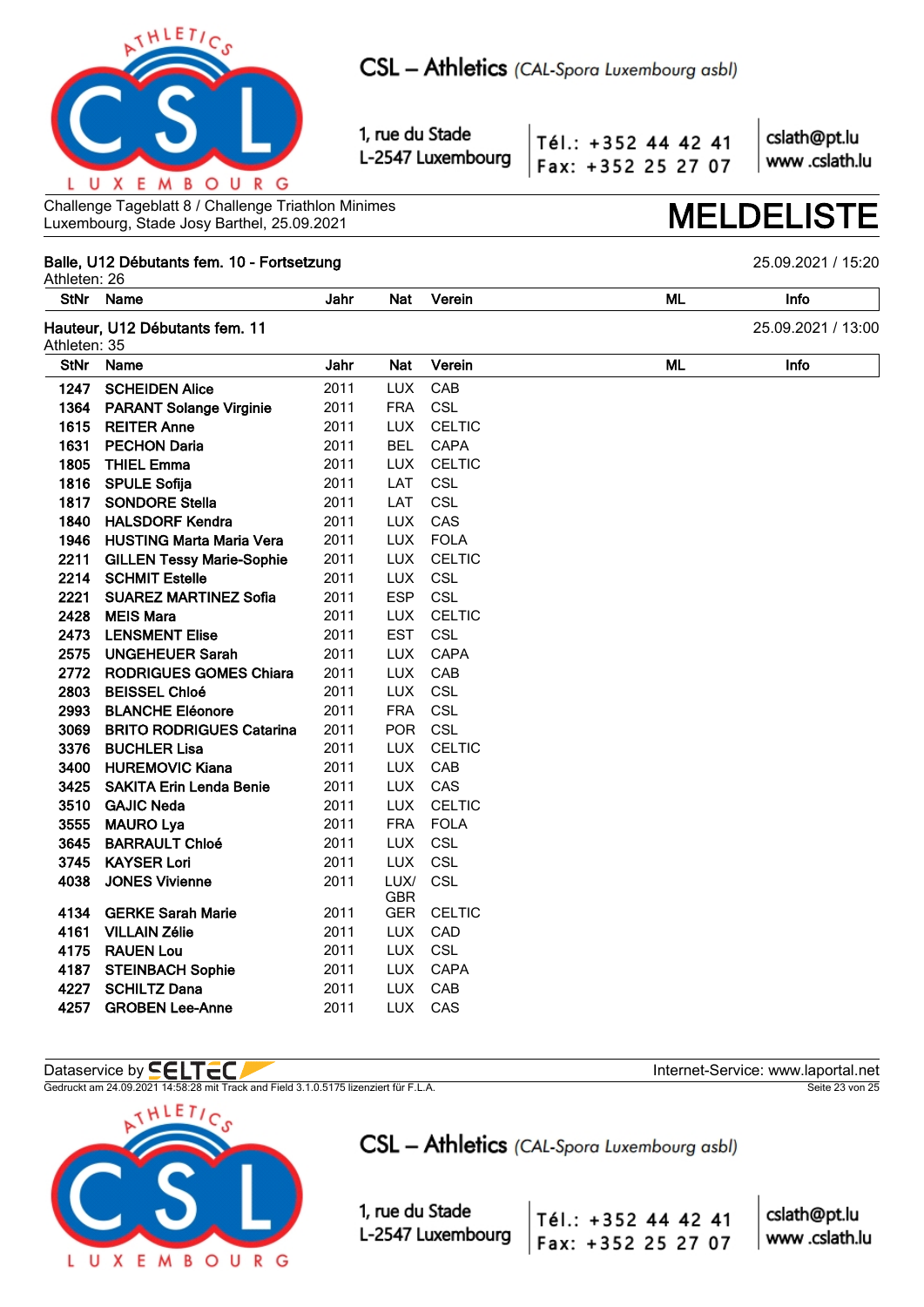Challenge Tageblatt 8 / Challenge Triathlon Minimes
Luxembourg, Stade Josy Barthel, 25.09.2021

# MELDELISTE

## Balle, U12 Débutants fem. 10 - Fortsetzung

25.09.2021 / 15:20

Athleten: 26

| StNr | Name | Jahr | Nat | Verein | ML | Info |
|---|---|---|---|---|---|---|

## Hauteur, U12 Débutants fem. 11

25.09.2021 / 13:00

Athleten: 35

| StNr | Name | Jahr | Nat | Verein | ML | Info |
|---|---|---|---|---|---|---|
| 1247 | **SCHEIDEN Alice** | 2011 | LUX | CAB | | |
| 1364 | **PARANT Solange Virginie** | 2011 | FRA | CSL | | |
| 1615 | **REITER Anne** | 2011 | LUX | CELTIC | | |
| 1631 | **PECHON Daria** | 2011 | BEL | CAPA | | |
| 1805 | **THIEL Emma** | 2011 | LUX | CELTIC | | |
| 1816 | **SPULE Sofija** | 2011 | LAT | CSL | | |
| 1817 | **SONDORE Stella** | 2011 | LAT | CSL | | |
| 1840 | **HALSDORF Kendra** | 2011 | LUX | CAS | | |
| 1946 | **HUSTING Marta Maria Vera** | 2011 | LUX | FOLA | | |
| 2211 | **GILLEN Tessy Marie-Sophie** | 2011 | LUX | CELTIC | | |
| 2214 | **SCHMIT Estelle** | 2011 | LUX | CSL | | |
| 2221 | **SUAREZ MARTINEZ Sofia** | 2011 | ESP | CSL | | |
| 2428 | **MEIS Mara** | 2011 | LUX | CELTIC | | |
| 2473 | **LENSMENT Elise** | 2011 | EST | CSL | | |
| 2575 | **UNGEHEUER Sarah** | 2011 | LUX | CAPA | | |
| 2772 | **RODRIGUES GOMES Chiara** | 2011 | LUX | CAB | | |
| 2803 | **BEISSEL Chloé** | 2011 | LUX | CSL | | |
| 2993 | **BLANCHE Eléonore** | 2011 | FRA | CSL | | |
| 3069 | **BRITO RODRIGUES Catarina** | 2011 | POR | CSL | | |
| 3376 | **BUCHLER Lisa** | 2011 | LUX | CELTIC | | |
| 3400 | **HUREMOVIC Kiana** | 2011 | LUX | CAB | | |
| 3425 | **SAKITA Erin Lenda Benie** | 2011 | LUX | CAS | | |
| 3510 | **GAJIC Neda** | 2011 | LUX | CELTIC | | |
| 3555 | **MAURO Lya** | 2011 | FRA | FOLA | | |
| 3645 | **BARRAULT Chloé** | 2011 | LUX | CSL | | |
| 3745 | **KAYSER Lori** | 2011 | LUX | CSL | | |
| 4038 | **JONES Vivienne** | 2011 | LUX/ GBR | CSL | | |
| 4134 | **GERKE Sarah Marie** | 2011 | GER | CELTIC | | |
| 4161 | **VILLAIN Zélie** | 2011 | LUX | CAD | | |
| 4175 | **RAUEN Lou** | 2011 | LUX | CSL | | |
| 4187 | **STEINBACH Sophie** | 2011 | LUX | CAPA | | |
| 4227 | **SCHILTZ Dana** | 2011 | LUX | CAB | | |
| 4257 | **GROBEN Lee-Anne** | 2011 | LUX | CAS | | |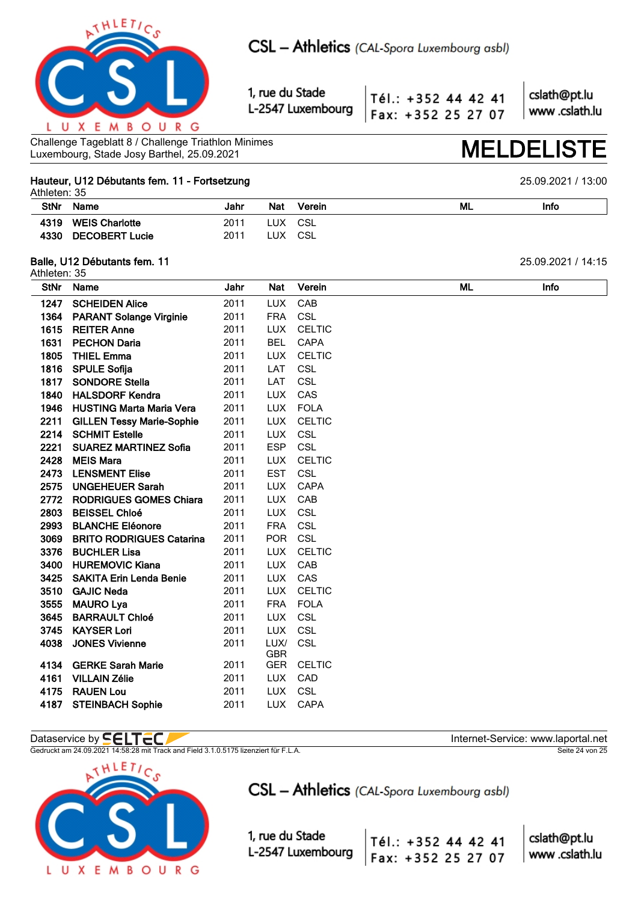Challenge Tageblatt 8 / Challenge Triathlon Minimes
Luxembourg, Stade Josy Barthel, 25.09.2021

# MELDELISTE

## Hauteur, U12 Débutants fem. 11 - Fortsetzung

25.09.2021 / 13:00

Athleten: 35

| StNr | Name | Jahr | Nat | Verein | ML | Info |
|---|---|---|---|---|---|---|
| 4319 | WEIS Charlotte | 2011 | LUX | CSL | | |
| 4330 | DECOBERT Lucie | 2011 | LUX | CSL | | |

## Balle, U12 Débutants fem. 11

25.09.2021 / 14:15

Athleten: 35

| StNr | Name | Jahr | Nat | Verein | ML | Info |
|---|---|---|---|---|---|---|
| 1247 | SCHEIDEN Alice | 2011 | LUX | CAB | | |
| 1364 | PARANT Solange Virginie | 2011 | FRA | CSL | | |
| 1615 | REITER Anne | 2011 | LUX | CELTIC | | |
| 1631 | PECHON Daria | 2011 | BEL | CAPA | | |
| 1805 | THIEL Emma | 2011 | LUX | CELTIC | | |
| 1816 | SPULE Sofija | 2011 | LAT | CSL | | |
| 1817 | SONDORE Stella | 2011 | LAT | CSL | | |
| 1840 | HALSDORF Kendra | 2011 | LUX | CAS | | |
| 1946 | HUSTING Marta Maria Vera | 2011 | LUX | FOLA | | |
| 2211 | GILLEN Tessy Marie-Sophie | 2011 | LUX | CELTIC | | |
| 2214 | SCHMIT Estelle | 2011 | LUX | CSL | | |
| 2221 | SUAREZ MARTINEZ Sofia | 2011 | ESP | CSL | | |
| 2428 | MEIS Mara | 2011 | LUX | CELTIC | | |
| 2473 | LENSMENT Elise | 2011 | EST | CSL | | |
| 2575 | UNGEHEUER Sarah | 2011 | LUX | CAPA | | |
| 2772 | RODRIGUES GOMES Chiara | 2011 | LUX | CAB | | |
| 2803 | BEISSEL Chloé | 2011 | LUX | CSL | | |
| 2993 | BLANCHE Eléonore | 2011 | FRA | CSL | | |
| 3069 | BRITO RODRIGUES Catarina | 2011 | POR | CSL | | |
| 3376 | BUCHLER Lisa | 2011 | LUX | CELTIC | | |
| 3400 | HUREMOVIC Kiana | 2011 | LUX | CAB | | |
| 3425 | SAKITA Erin Lenda Benie | 2011 | LUX | CAS | | |
| 3510 | GAJIC Neda | 2011 | LUX | CELTIC | | |
| 3555 | MAURO Lya | 2011 | FRA | FOLA | | |
| 3645 | BARRAULT Chloé | 2011 | LUX | CSL | | |
| 3745 | KAYSER Lori | 2011 | LUX | CSL | | |
| 4038 | JONES Vivienne | 2011 | LUX/ GBR | CSL | | |
| 4134 | GERKE Sarah Marie | 2011 | GER | CELTIC | | |
| 4161 | VILLAIN Zélie | 2011 | LUX | CAD | | |
| 4175 | RAUEN Lou | 2011 | LUX | CSL | | |
| 4187 | STEINBACH Sophie | 2011 | LUX | CAPA | | |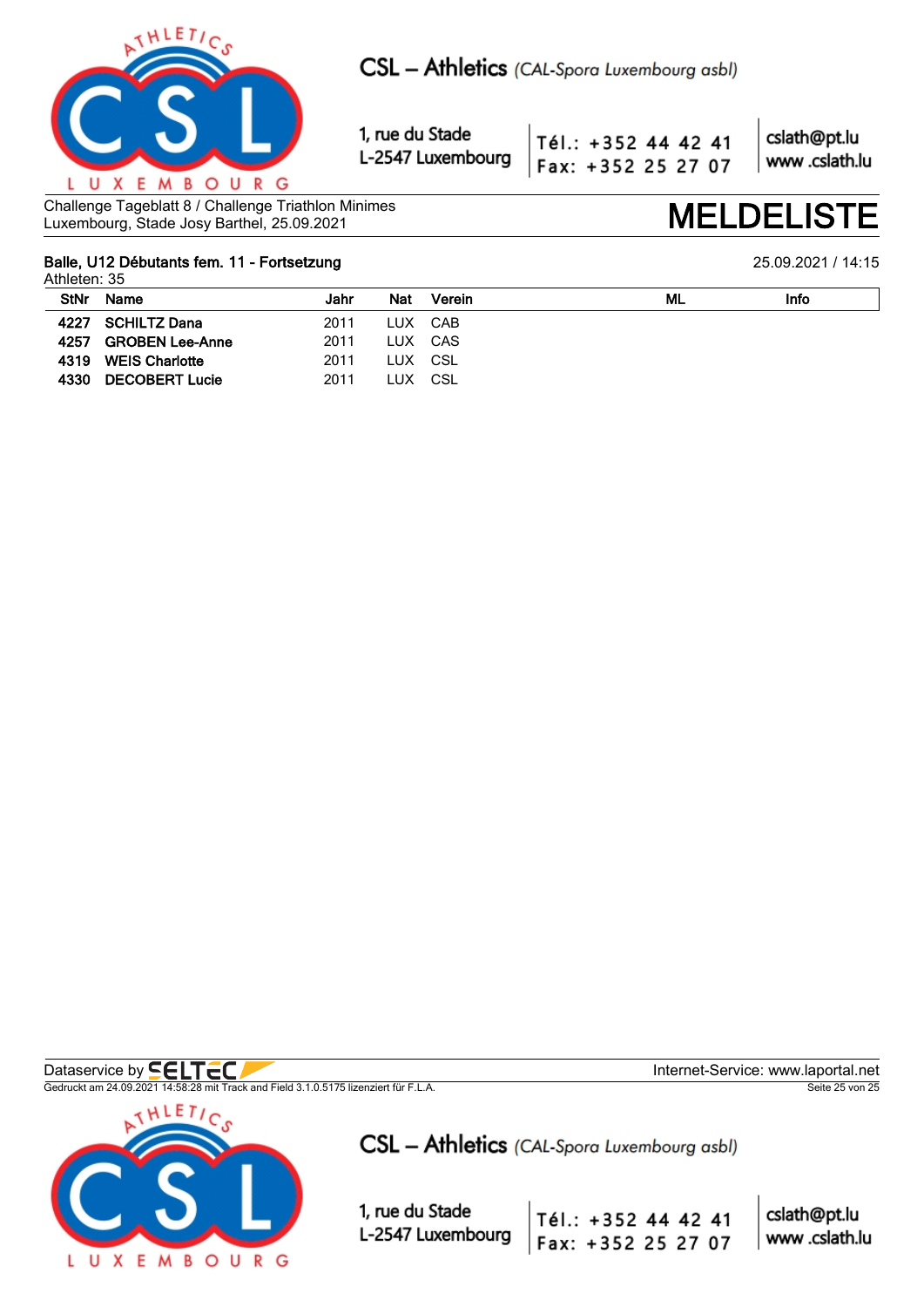Challenge Tageblatt 8 / Challenge Triathlon Minimes
Luxembourg, Stade Josy Barthel, 25.09.2021

# MELDELISTE

## Balle, U12 Débutants fem. 11 - Fortsetzung

25.09.2021 / 14:15

Athleten: 35

| StNr | Name | Jahr | Nat | Verein | ML | Info |
|---|---|---|---|---|---|---|
| **4227** | **SCHILTZ Dana** | 2011 | LUX | CAB | | |
| **4257** | **GROBEN Lee-Anne** | 2011 | LUX | CAS | | |
| **4319** | **WEIS Charlotte** | 2011 | LUX | CSL | | |
| **4330** | **DECOBERT Lucie** | 2011 | LUX | CSL | | |